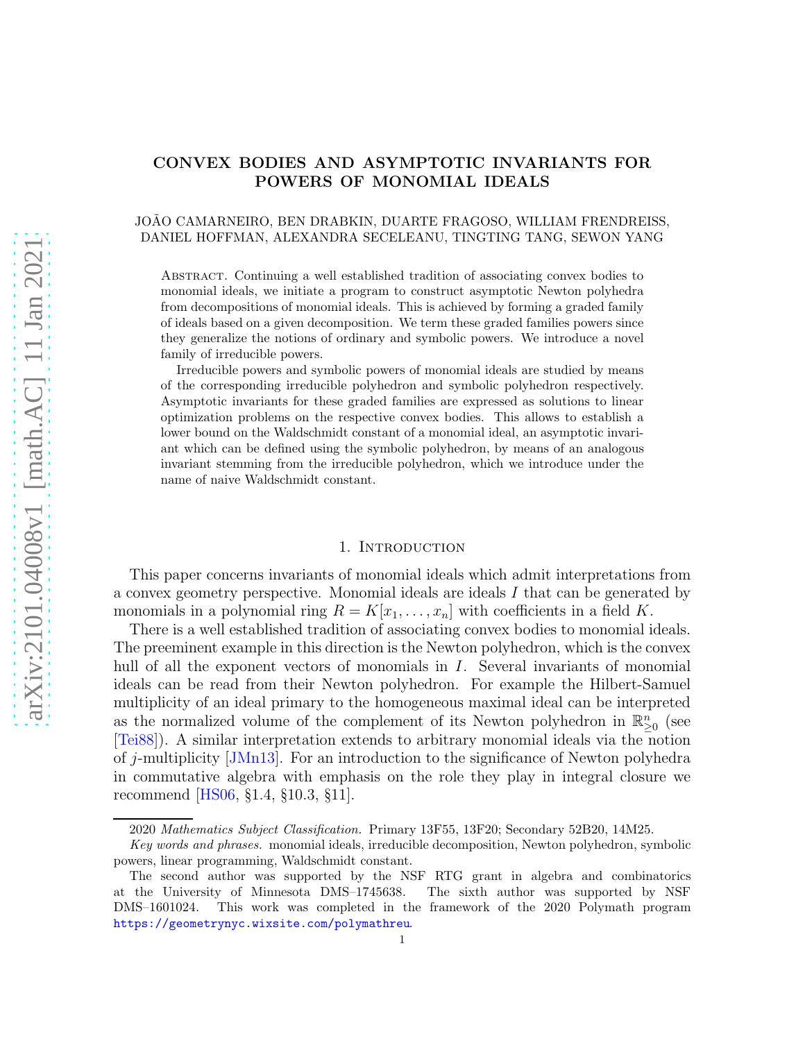# CONVEX BODIES AND ASYMPTOTIC INVARIANTS FOR POWERS OF MONOMIAL IDEALS

JOÃO CAMARNEIRO, BEN DRABKIN, DUARTE FRAGOSO, WILLIAM FRENDREISS, DANIEL HOFFMAN, ALEXANDRA SECELEANU, TINGTING TANG, SEWON YANG

Abstract. Continuing a well established tradition of associating convex bodies to monomial ideals, we initiate a program to construct asymptotic Newton polyhedra from decompositions of monomial ideals. This is achieved by forming a graded family of ideals based on a given decomposition. We term these graded families powers since they generalize the notions of ordinary and symbolic powers. We introduce a novel family of irreducible powers.

Irreducible powers and symbolic powers of monomial ideals are studied by means of the corresponding irreducible polyhedron and symbolic polyhedron respectively. Asymptotic invariants for these graded families are expressed as solutions to linear optimization problems on the respective convex bodies. This allows to establish a lower bound on the Waldschmidt constant of a monomial ideal, an asymptotic invariant which can be defined using the symbolic polyhedron, by means of an analogous invariant stemming from the irreducible polyhedron, which we introduce under the name of naive Waldschmidt constant.

## 1. Introduction

This paper concerns invariants of monomial ideals which admit interpretations from a convex geometry perspective. Monomial ideals are ideals $I$ that can be generated by monomials in a polynomial ring $R = K[x_1, \dots, x_n]$ with coefficients in a field $K$.

There is a well established tradition of associating convex bodies to monomial ideals. The preeminent example in this direction is the Newton polyhedron, which is the convex hull of all the exponent vectors of monomials in $I$. Several invariants of monomial ideals can be read from their Newton polyhedron. For example the Hilbert-Samuel multiplicity of an ideal primary to the homogeneous maximal ideal can be interpreted as the normalized volume of the complement of its Newton polyhedron in $\mathbb{R}^n_{\geq 0}$ (see [Tei88]). A similar interpretation extends to arbitrary monomial ideals via the notion of $j$-multiplicity [JMn13]. For an introduction to the significance of Newton polyhedra in commutative algebra with emphasis on the role they play in integral closure we recommend [HS06, §1.4, §10.3, §11].

2020 *Mathematics Subject Classification.* Primary 13F55, 13F20; Secondary 52B20, 14M25.

*Key words and phrases.* monomial ideals, irreducible decomposition, Newton polyhedron, symbolic powers, linear programming, Waldschmidt constant.

The second author was supported by the NSF RTG grant in algebra and combinatorics at the University of Minnesota DMS–1745638. The sixth author was supported by NSF DMS–1601024. This work was completed in the framework of the 2020 Polymath program https://geometrynyc.wixsite.com/polymathreu.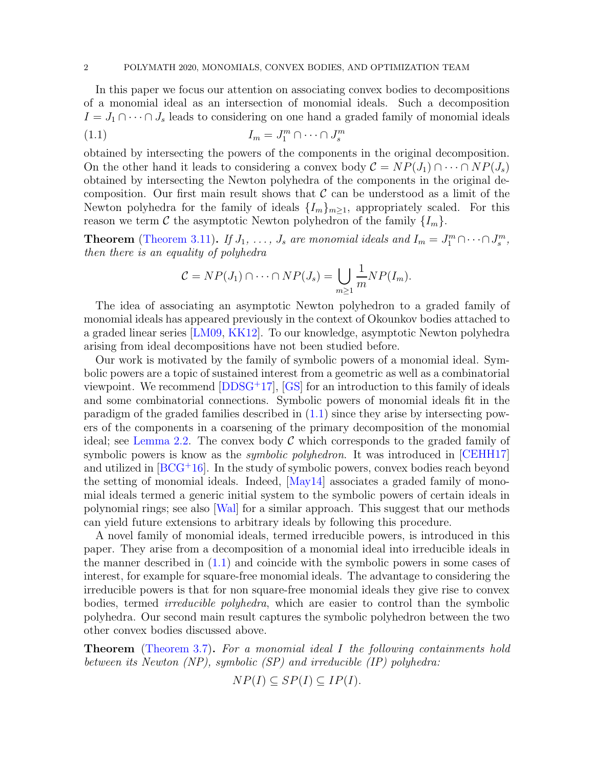In this paper we focus our attention on associating convex bodies to decompositions of a monomial ideal as an intersection of monomial ideals. Such a decomposition $I = J_1 \cap \cdots \cap J_s$ leads to considering on one hand a graded family of monomial ideals

$$I_m = J_1^m \cap \cdots \cap J_s^m \tag{1.1}$$

obtained by intersecting the powers of the components in the original decomposition. On the other hand it leads to considering a convex body $\mathcal{C} = NP(J_1) \cap \cdots \cap NP(J_s)$ obtained by intersecting the Newton polyhedra of the components in the original decomposition. Our first main result shows that $\mathcal{C}$ can be understood as a limit of the Newton polyhedra for the family of ideals $\{I_m\}_{m \geq 1}$, appropriately scaled. For this reason we term $\mathcal{C}$ the asymptotic Newton polyhedron of the family $\{I_m\}$.

**Theorem** (Theorem 3.11)**.** *If $J_1, \ldots, J_s$ are monomial ideals and $I_m = J_1^m \cap \cdots \cap J_s^m$, then there is an equality of polyhedra*

$$\mathcal{C} = NP(J_1) \cap \cdots \cap NP(J_s) = \bigcup_{m \geq 1} \frac{1}{m} NP(I_m).$$

The idea of associating an asymptotic Newton polyhedron to a graded family of monomial ideals has appeared previously in the context of Okounkov bodies attached to a graded linear series [LM09, KK12]. To our knowledge, asymptotic Newton polyhedra arising from ideal decompositions have not been studied before.

Our work is motivated by the family of symbolic powers of a monomial ideal. Symbolic powers are a topic of sustained interest from a geometric as well as a combinatorial viewpoint. We recommend [DDSG+17], [GS] for an introduction to this family of ideals and some combinatorial connections. Symbolic powers of monomial ideals fit in the paradigm of the graded families described in (1.1) since they arise by intersecting powers of the components in a coarsening of the primary decomposition of the monomial ideal; see Lemma 2.2. The convex body $\mathcal{C}$ which corresponds to the graded family of symbolic powers is know as the *symbolic polyhedron*. It was introduced in [CEHH17] and utilized in [BCG+16]. In the study of symbolic powers, convex bodies reach beyond the setting of monomial ideals. Indeed, [May14] associates a graded family of monomial ideals termed a generic initial system to the symbolic powers of certain ideals in polynomial rings; see also [Wal] for a similar approach. This suggest that our methods can yield future extensions to arbitrary ideals by following this procedure.

A novel family of monomial ideals, termed irreducible powers, is introduced in this paper. They arise from a decomposition of a monomial ideal into irreducible ideals in the manner described in (1.1) and coincide with the symbolic powers in some cases of interest, for example for square-free monomial ideals. The advantage to considering the irreducible powers is that for non square-free monomial ideals they give rise to convex bodies, termed *irreducible polyhedra*, which are easier to control than the symbolic polyhedra. Our second main result captures the symbolic polyhedron between the two other convex bodies discussed above.

**Theorem** (Theorem 3.7)**.** *For a monomial ideal $I$ the following containments hold between its Newton (NP), symbolic (SP) and irreducible (IP) polyhedra:*

$$NP(I) \subseteq SP(I) \subseteq IP(I).$$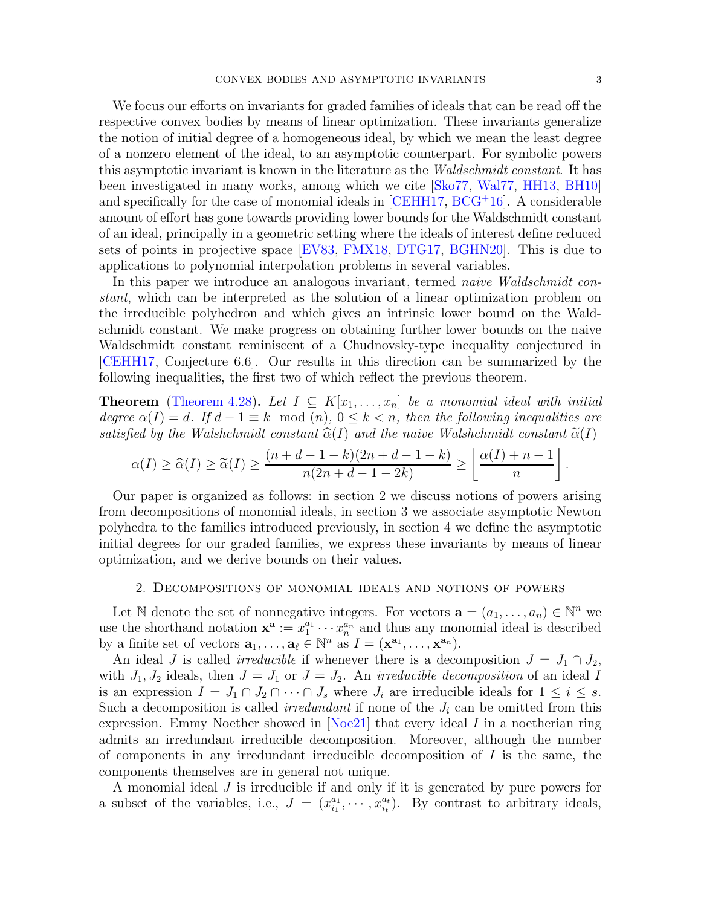We focus our efforts on invariants for graded families of ideals that can be read off the respective convex bodies by means of linear optimization. These invariants generalize the notion of initial degree of a homogeneous ideal, by which we mean the least degree of a nonzero element of the ideal, to an asymptotic counterpart. For symbolic powers this asymptotic invariant is known in the literature as the *Waldschmidt constant*. It has been investigated in many works, among which we cite [Sko77, Wal77, HH13, BH10] and specifically for the case of monomial ideals in [CEHH17, BCG+16]. A considerable amount of effort has gone towards providing lower bounds for the Waldschmidt constant of an ideal, principally in a geometric setting where the ideals of interest define reduced sets of points in projective space [EV83, FMX18, DTG17, BGHN20]. This is due to applications to polynomial interpolation problems in several variables.

In this paper we introduce an analogous invariant, termed *naive Waldschmidt constant*, which can be interpreted as the solution of a linear optimization problem on the irreducible polyhedron and which gives an intrinsic lower bound on the Waldschmidt constant. We make progress on obtaining further lower bounds on the naive Waldschmidt constant reminiscent of a Chudnovsky-type inequality conjectured in [CEHH17, Conjecture 6.6]. Our results in this direction can be summarized by the following inequalities, the first two of which reflect the previous theorem.

**Theorem** (Theorem 4.28)**.** *Let $I \subseteq K[x_1, \dots, x_n]$ be a monomial ideal with initial degree $\alpha(I) = d$. If $d - 1 \equiv k \mod (n)$, $0 \leq k < n$, then the following inequalities are satisfied by the Walshchmidt constant $\widehat{\alpha}(I)$ and the naive Walshchmidt constant $\widetilde{\alpha}(I)$*

$$\alpha(I) \geq \widehat{\alpha}(I) \geq \widetilde{\alpha}(I) \geq \frac{(n + d - 1 - k)(2n + d - 1 - k)}{n(2n + d - 1 - 2k)} \geq \left\lfloor \frac{\alpha(I) + n - 1}{n} \right\rfloor.$$

Our paper is organized as follows: in section 2 we discuss notions of powers arising from decompositions of monomial ideals, in section 3 we associate asymptotic Newton polyhedra to the families introduced previously, in section 4 we define the asymptotic initial degrees for our graded families, we express these invariants by means of linear optimization, and we derive bounds on their values.

## 2. Decompositions of monomial ideals and notions of powers

Let $\mathbb{N}$ denote the set of nonnegative integers. For vectors $\mathbf{a} = (a_1, \dots, a_n) \in \mathbb{N}^n$ we use the shorthand notation $\mathbf{x}^{\mathbf{a}} := x_1^{a_1} \cdots x_n^{a_n}$ and thus any monomial ideal is described by a finite set of vectors $\mathbf{a}_1, \dots, \mathbf{a}_\ell \in \mathbb{N}^n$ as $I = (\mathbf{x}^{\mathbf{a}_1}, \dots, \mathbf{x}^{\mathbf{a}_n})$.

An ideal $J$ is called *irreducible* if whenever there is a decomposition $J = J_1 \cap J_2$, with $J_1, J_2$ ideals, then $J = J_1$ or $J = J_2$. An *irreducible decomposition* of an ideal $I$ is an expression $I = J_1 \cap J_2 \cap \cdots \cap J_s$ where $J_i$ are irreducible ideals for $1 \leq i \leq s$. Such a decomposition is called *irredundant* if none of the $J_i$ can be omitted from this expression. Emmy Noether showed in [Noe21] that every ideal $I$ in a noetherian ring admits an irredundant irreducible decomposition. Moreover, although the number of components in any irredundant irreducible decomposition of $I$ is the same, the components themselves are in general not unique.

A monomial ideal $J$ is irreducible if and only if it is generated by pure powers for a subset of the variables, i.e., $J = (x_{i_1}^{a_1}, \cdots, x_{i_t}^{a_t})$. By contrast to arbitrary ideals,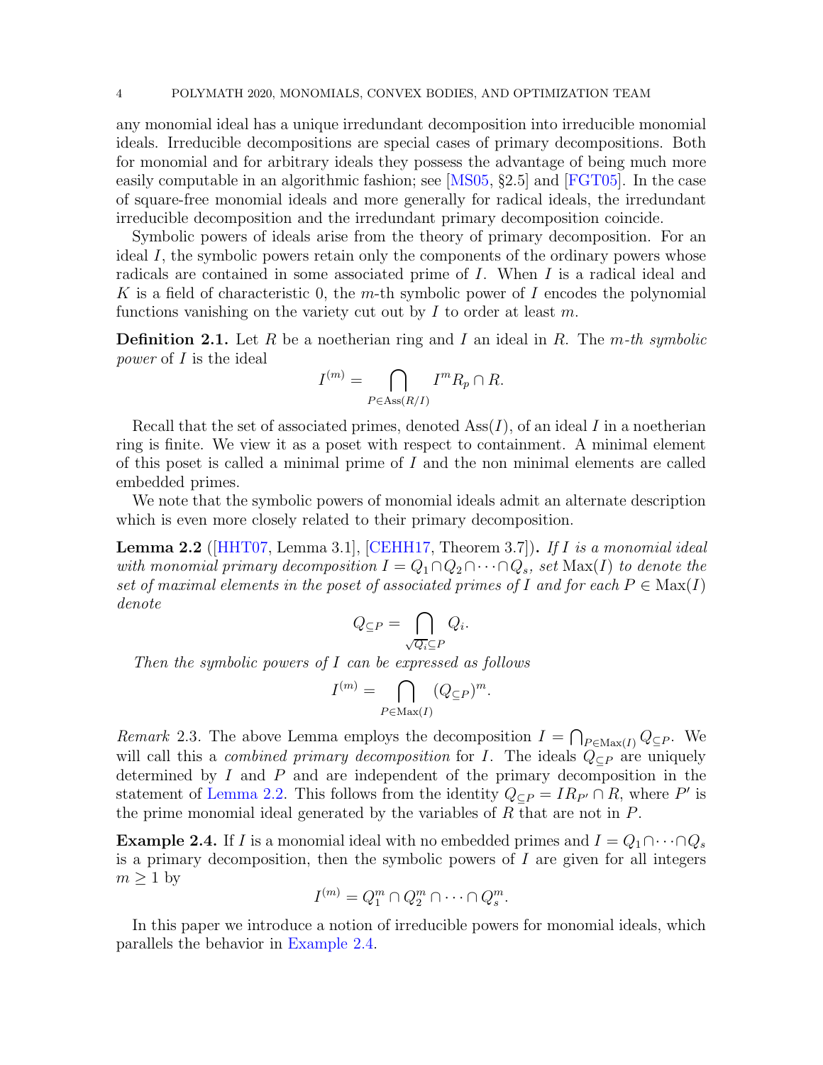any monomial ideal has a unique irredundant decomposition into irreducible monomial ideals. Irreducible decompositions are special cases of primary decompositions. Both for monomial and for arbitrary ideals they possess the advantage of being much more easily computable in an algorithmic fashion; see [MS05, §2.5] and [FGT05]. In the case of square-free monomial ideals and more generally for radical ideals, the irredundant irreducible decomposition and the irredundant primary decomposition coincide.

Symbolic powers of ideals arise from the theory of primary decomposition. For an ideal $I$, the symbolic powers retain only the components of the ordinary powers whose radicals are contained in some associated prime of $I$. When $I$ is a radical ideal and $K$ is a field of characteristic 0, the $m$-th symbolic power of $I$ encodes the polynomial functions vanishing on the variety cut out by $I$ to order at least $m$.

**Definition 2.1.** Let $R$ be a noetherian ring and $I$ an ideal in $R$. The *$m$-th symbolic power* of $I$ is the ideal

$$I^{(m)} = \bigcap_{P \in \operatorname{Ass}(R/I)} I^m R_p \cap R.$$

Recall that the set of associated primes, denoted $\operatorname{Ass}(I)$, of an ideal $I$ in a noetherian ring is finite. We view it as a poset with respect to containment. A minimal element of this poset is called a minimal prime of $I$ and the non minimal elements are called embedded primes.

We note that the symbolic powers of monomial ideals admit an alternate description which is even more closely related to their primary decomposition.

**Lemma 2.2** ([HHT07, Lemma 3.1], [CEHH17, Theorem 3.7])**.** *If $I$ is a monomial ideal with monomial primary decomposition $I = Q_1 \cap Q_2 \cap \cdots \cap Q_s$, set $\operatorname{Max}(I)$ to denote the set of maximal elements in the poset of associated primes of $I$ and for each $P \in \operatorname{Max}(I)$ denote*

$$Q_{\subseteq P} = \bigcap_{\sqrt{Q_i} \subseteq P} Q_i.$$

*Then the symbolic powers of $I$ can be expressed as follows*

$$I^{(m)} = \bigcap_{P \in \operatorname{Max}(I)} (Q_{\subseteq P})^m.$$

*Remark* 2.3. The above Lemma employs the decomposition $I = \bigcap_{P \in \operatorname{Max}(I)} Q_{\subseteq P}$. We will call this a *combined primary decomposition* for $I$. The ideals $Q_{\subseteq P}$ are uniquely determined by $I$ and $P$ and are independent of the primary decomposition in the statement of Lemma 2.2. This follows from the identity $Q_{\subseteq P} = IR_{P'} \cap R$, where $P'$ is the prime monomial ideal generated by the variables of $R$ that are not in $P$.

**Example 2.4.** If $I$ is a monomial ideal with no embedded primes and $I = Q_1 \cap \cdots \cap Q_s$ is a primary decomposition, then the symbolic powers of $I$ are given for all integers $m \geq 1$ by

$$I^{(m)} = Q_1^m \cap Q_2^m \cap \cdots \cap Q_s^m.$$

In this paper we introduce a notion of irreducible powers for monomial ideals, which parallels the behavior in Example 2.4.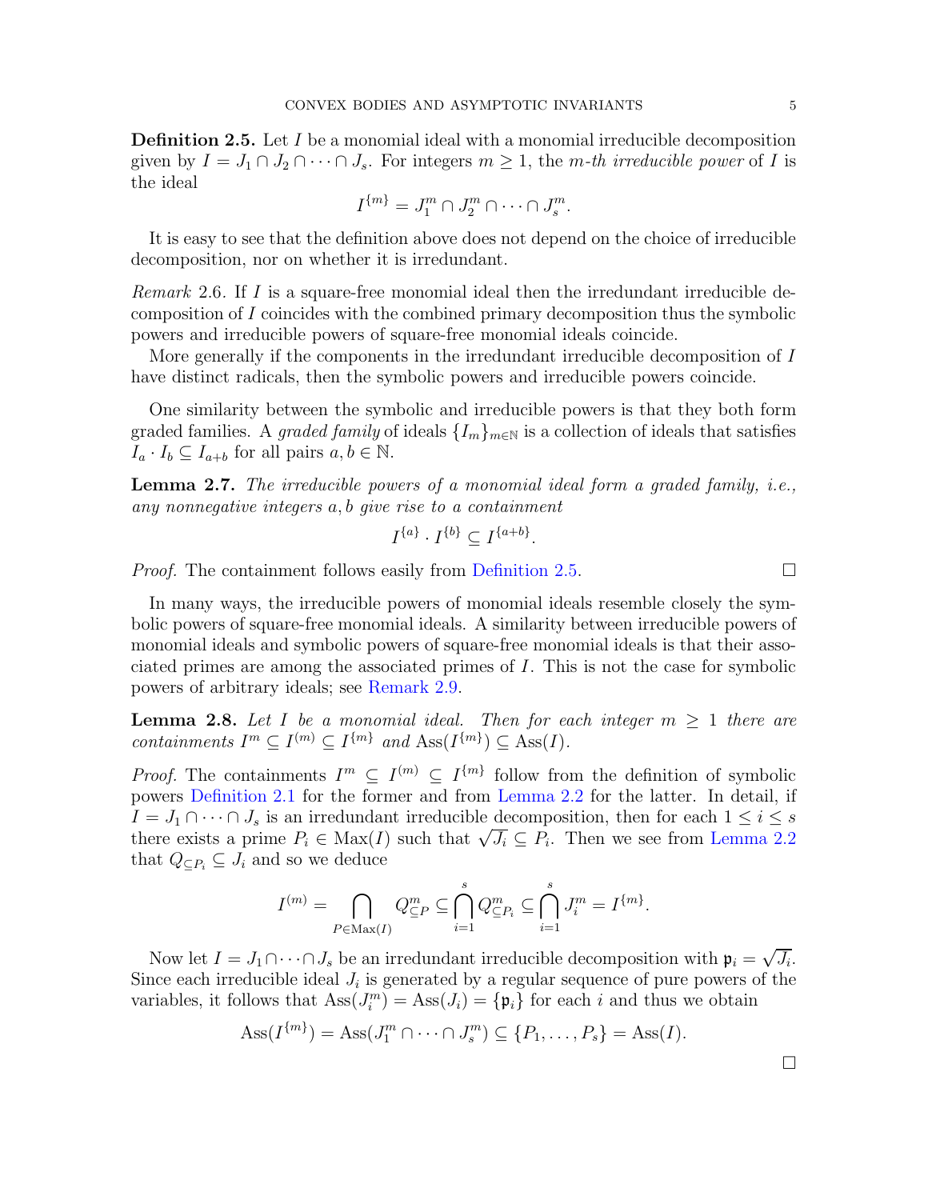**Definition 2.5.** Let $I$ be a monomial ideal with a monomial irreducible decomposition given by $I = J_1 \cap J_2 \cap \cdots \cap J_s$. For integers $m \geq 1$, the *$m$-th irreducible power* of $I$ is the ideal

$$I^{\{m\}} = J_1^m \cap J_2^m \cap \cdots \cap J_s^m.$$

It is easy to see that the definition above does not depend on the choice of irreducible decomposition, nor on whether it is irredundant.

*Remark* 2.6. If $I$ is a square-free monomial ideal then the irredundant irreducible decomposition of $I$ coincides with the combined primary decomposition thus the symbolic powers and irreducible powers of square-free monomial ideals coincide.

More generally if the components in the irredundant irreducible decomposition of $I$ have distinct radicals, then the symbolic powers and irreducible powers coincide.

One similarity between the symbolic and irreducible powers is that they both form graded families. A *graded family* of ideals $\{I_m\}_{m\in\mathbb{N}}$ is a collection of ideals that satisfies $I_a \cdot I_b \subseteq I_{a+b}$ for all pairs $a, b \in \mathbb{N}$.

**Lemma 2.7.** *The irreducible powers of a monomial ideal form a graded family, i.e., any nonnegative integers $a, b$ give rise to a containment*

$$I^{\{a\}} \cdot I^{\{b\}} \subseteq I^{\{a+b\}}.$$

*Proof.* The containment follows easily from Definition 2.5. $\square$

In many ways, the irreducible powers of monomial ideals resemble closely the symbolic powers of square-free monomial ideals. A similarity between irreducible powers of monomial ideals and symbolic powers of square-free monomial ideals is that their associated primes are among the associated primes of $I$. This is not the case for symbolic powers of arbitrary ideals; see Remark 2.9.

**Lemma 2.8.** *Let $I$ be a monomial ideal. Then for each integer $m \geq 1$ there are containments $I^m \subseteq I^{(m)} \subseteq I^{\{m\}}$ and $\operatorname{Ass}(I^{\{m\}}) \subseteq \operatorname{Ass}(I)$.*

*Proof.* The containments $I^m \subseteq I^{(m)} \subseteq I^{\{m\}}$ follow from the definition of symbolic powers Definition 2.1 for the former and from Lemma 2.2 for the latter. In detail, if $I = J_1 \cap \cdots \cap J_s$ is an irredundant irreducible decomposition, then for each $1 \leq i \leq s$ there exists a prime $P_i \in \operatorname{Max}(I)$ such that $\sqrt{J_i} \subseteq P_i$. Then we see from Lemma 2.2 that $Q_{\subseteq P_i} \subseteq J_i$ and so we deduce

$$I^{(m)} = \bigcap_{P\in\operatorname{Max}(I)} Q^m_{\subseteq P} \subseteq \bigcap_{i=1}^{s} Q^m_{\subseteq P_i} \subseteq \bigcap_{i=1}^{s} J_i^m = I^{\{m\}}.$$

Now let $I = J_1 \cap \cdots \cap J_s$ be an irredundant irreducible decomposition with $\mathfrak{p}_i = \sqrt{J_i}$. Since each irreducible ideal $J_i$ is generated by a regular sequence of pure powers of the variables, it follows that $\operatorname{Ass}(J_i^m) = \operatorname{Ass}(J_i) = \{\mathfrak{p}_i\}$ for each $i$ and thus we obtain

$$\operatorname{Ass}(I^{\{m\}}) = \operatorname{Ass}(J_1^m \cap \cdots \cap J_s^m) \subseteq \{P_1, \ldots, P_s\} = \operatorname{Ass}(I).$$

$\square$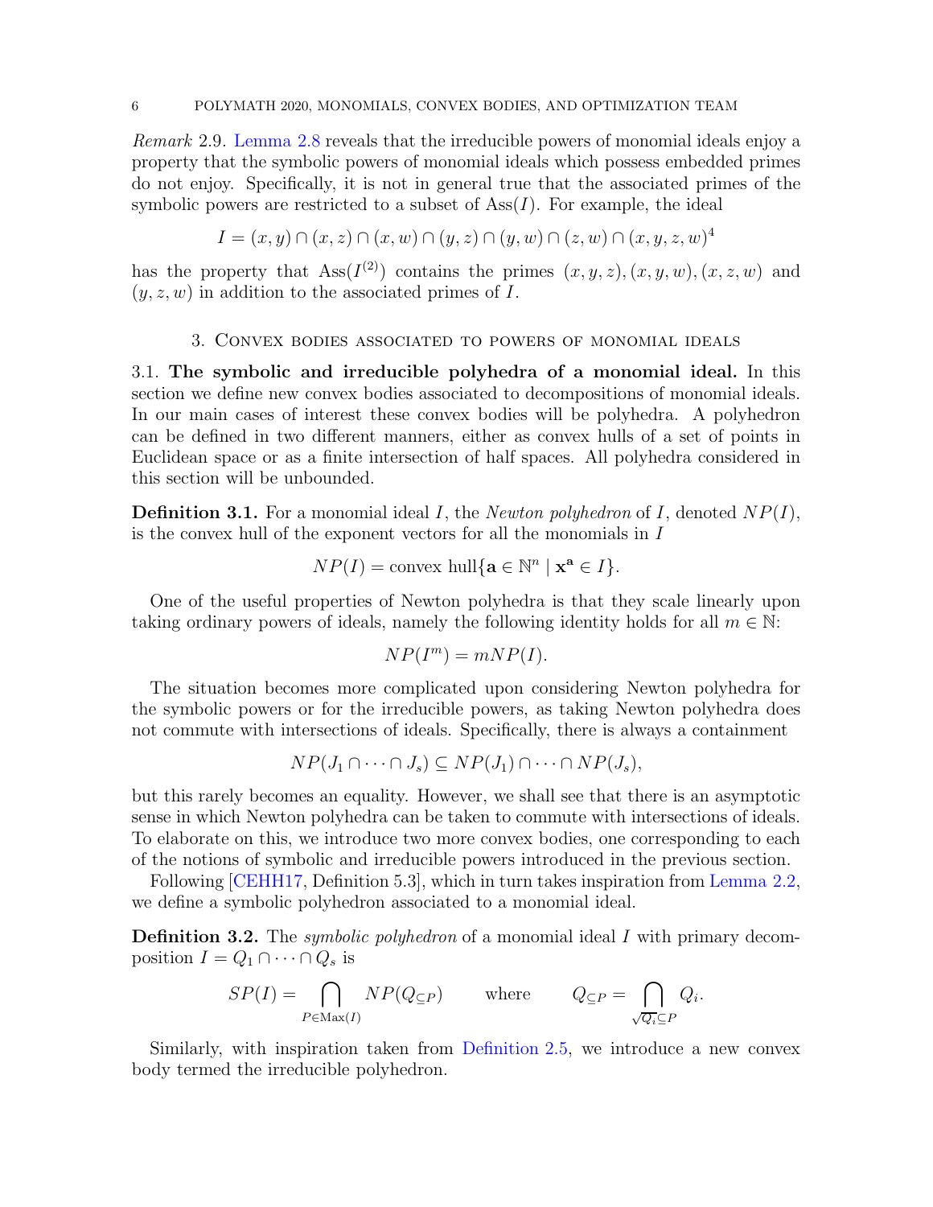*Remark* 2.9. Lemma 2.8 reveals that the irreducible powers of monomial ideals enjoy a property that the symbolic powers of monomial ideals which possess embedded primes do not enjoy. Specifically, it is not in general true that the associated primes of the symbolic powers are restricted to a subset of $\mathrm{Ass}(I)$. For example, the ideal

$$I = (x, y) \cap (x, z) \cap (x, w) \cap (y, z) \cap (y, w) \cap (z, w) \cap (x, y, z, w)^4$$

has the property that $\mathrm{Ass}(I^{(2)})$ contains the primes $(x, y, z), (x, y, w), (x, z, w)$ and $(y, z, w)$ in addition to the associated primes of $I$.

## 3. Convex bodies associated to powers of monomial ideals

**3.1. The symbolic and irreducible polyhedra of a monomial ideal.** In this section we define new convex bodies associated to decompositions of monomial ideals. In our main cases of interest these convex bodies will be polyhedra. A polyhedron can be defined in two different manners, either as convex hulls of a set of points in Euclidean space or as a finite intersection of half spaces. All polyhedra considered in this section will be unbounded.

**Definition 3.1.** For a monomial ideal $I$, the *Newton polyhedron* of $I$, denoted $NP(I)$, is the convex hull of the exponent vectors for all the monomials in $I$

$$NP(I) = \text{convex hull}\{\mathbf{a} \in \mathbb{N}^n \mid \mathbf{x}^{\mathbf{a}} \in I\}.$$

One of the useful properties of Newton polyhedra is that they scale linearly upon taking ordinary powers of ideals, namely the following identity holds for all $m \in \mathbb{N}$:

$$NP(I^m) = mNP(I).$$

The situation becomes more complicated upon considering Newton polyhedra for the symbolic powers or for the irreducible powers, as taking Newton polyhedra does not commute with intersections of ideals. Specifically, there is always a containment

$$NP(J_1 \cap \cdots \cap J_s) \subseteq NP(J_1) \cap \cdots \cap NP(J_s),$$

but this rarely becomes an equality. However, we shall see that there is an asymptotic sense in which Newton polyhedra can be taken to commute with intersections of ideals. To elaborate on this, we introduce two more convex bodies, one corresponding to each of the notions of symbolic and irreducible powers introduced in the previous section.

Following [CEHH17, Definition 5.3], which in turn takes inspiration from Lemma 2.2, we define a symbolic polyhedron associated to a monomial ideal.

**Definition 3.2.** The *symbolic polyhedron* of a monomial ideal $I$ with primary decomposition $I = Q_1 \cap \cdots \cap Q_s$ is

$$SP(I) = \bigcap_{P \in \mathrm{Max}(I)} NP(Q_{\subseteq P}) \qquad \text{where} \qquad Q_{\subseteq P} = \bigcap_{\sqrt{Q_i} \subseteq P} Q_i.$$

Similarly, with inspiration taken from Definition 2.5, we introduce a new convex body termed the irreducible polyhedron.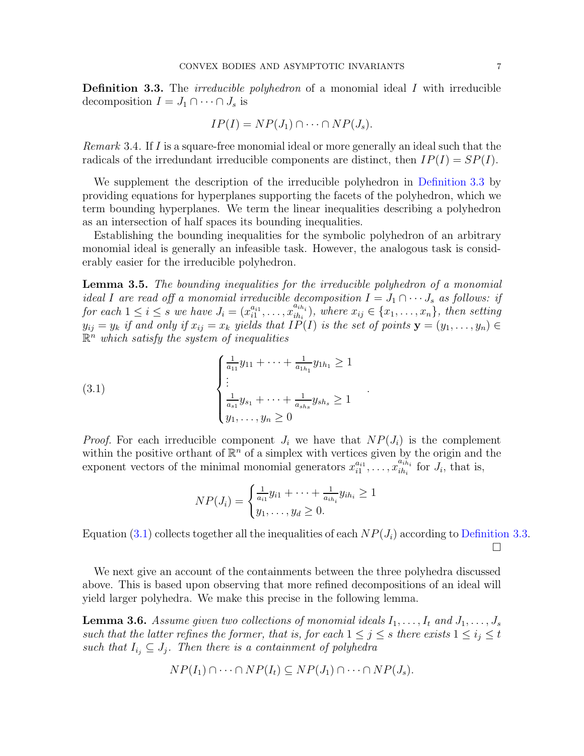**Definition 3.3.** The *irreducible polyhedron* of a monomial ideal $I$ with irreducible decomposition $I = J_1 \cap \cdots \cap J_s$ is

$$IP(I) = NP(J_1) \cap \cdots \cap NP(J_s).$$

*Remark* 3.4. If $I$ is a square-free monomial ideal or more generally an ideal such that the radicals of the irredundant irreducible components are distinct, then $IP(I) = SP(I)$.

We supplement the description of the irreducible polyhedron in Definition 3.3 by providing equations for hyperplanes supporting the facets of the polyhedron, which we term bounding hyperplanes. We term the linear inequalities describing a polyhedron as an intersection of half spaces its bounding inequalities.

Establishing the bounding inequalities for the symbolic polyhedron of an arbitrary monomial ideal is generally an infeasible task. However, the analogous task is considerably easier for the irreducible polyhedron.

**Lemma 3.5.** *The bounding inequalities for the irreducible polyhedron of a monomial ideal $I$ are read off a monomial irreducible decomposition $I = J_1 \cap \cdots J_s$ as follows: if for each $1 \leq i \leq s$ we have $J_i = (x_{i1}^{a_{i1}}, \ldots, x_{ih_i}^{a_{ih_i}})$, where $x_{ij} \in \{x_1, \ldots, x_n\}$, then setting $y_{ij} = y_k$ if and only if $x_{ij} = x_k$ yields that $IP(I)$ is the set of points $\mathbf{y} = (y_1, \ldots, y_n) \in \mathbb{R}^n$ which satisfy the system of inequalities*

$$\begin{cases} \frac{1}{a_{11}} y_{11} + \cdots + \frac{1}{a_{1h_1}} y_{1h_1} \geq 1 \\ \vdots \\ \frac{1}{a_{s1}} y_{s_1} + \cdots + \frac{1}{a_{sh_s}} y_{sh_s} \geq 1 \\ y_1, \ldots, y_n \geq 0 \end{cases} . \tag{3.1}$$

*Proof.* For each irreducible component $J_i$ we have that $NP(J_i)$ is the complement within the positive orthant of $\mathbb{R}^n$ of a simplex with vertices given by the origin and the exponent vectors of the minimal monomial generators $x_{i1}^{a_{i1}}, \ldots, x_{ih_i}^{a_{ih_i}}$ for $J_i$, that is,

$$NP(J_i) = \begin{cases} \frac{1}{a_{i1}} y_{i1} + \cdots + \frac{1}{a_{ih_i}} y_{ih_i} \geq 1 \\ y_1, \ldots, y_d \geq 0. \end{cases}$$

Equation (3.1) collects together all the inequalities of each $NP(J_i)$ according to Definition 3.3. □

We next give an account of the containments between the three polyhedra discussed above. This is based upon observing that more refined decompositions of an ideal will yield larger polyhedra. We make this precise in the following lemma.

**Lemma 3.6.** *Assume given two collections of monomial ideals $I_1, \ldots, I_t$ and $J_1, \ldots, J_s$ such that the latter refines the former, that is, for each $1 \leq j \leq s$ there exists $1 \leq i_j \leq t$ such that $I_{i_j} \subseteq J_j$. Then there is a containment of polyhedra*

$$NP(I_1) \cap \cdots \cap NP(I_t) \subseteq NP(J_1) \cap \cdots \cap NP(J_s).$$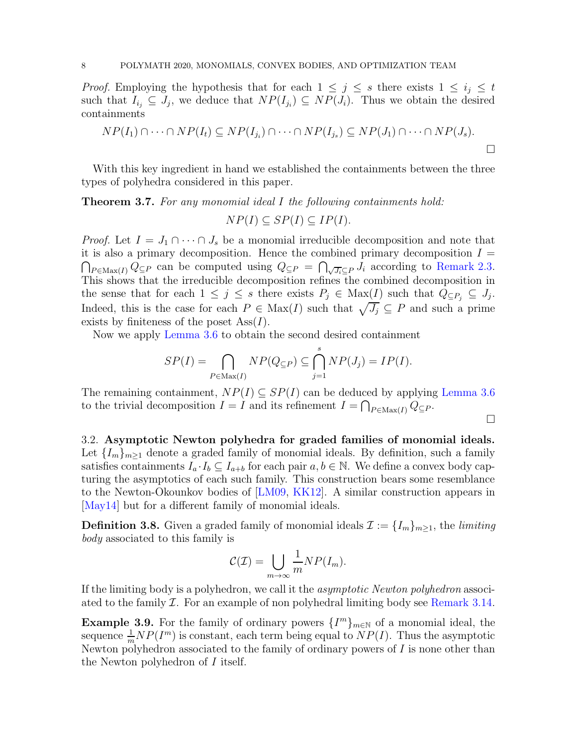*Proof.* Employing the hypothesis that for each $1 \leq j \leq s$ there exists $1 \leq i_j \leq t$ such that $I_{i_j} \subseteq J_j$, we deduce that $NP(I_{j_i}) \subseteq NP(J_i)$. Thus we obtain the desired containments

$$NP(I_1) \cap \cdots \cap NP(I_t) \subseteq NP(I_{j_i}) \cap \cdots \cap NP(I_{j_s}) \subseteq NP(J_1) \cap \cdots \cap NP(J_s).$$

□

With this key ingredient in hand we established the containments between the three types of polyhedra considered in this paper.

**Theorem 3.7.** *For any monomial ideal $I$ the following containments hold:*

$$NP(I) \subseteq SP(I) \subseteq IP(I).$$

*Proof.* Let $I = J_1 \cap \cdots \cap J_s$ be a monomial irreducible decomposition and note that it is also a primary decomposition. Hence the combined primary decomposition $I = \bigcap_{P \in \operatorname{Max}(I)} Q_{\subseteq P}$ can be computed using $Q_{\subseteq P} = \bigcap_{\sqrt{J_i} \subseteq P} J_i$ according to Remark 2.3. This shows that the irreducible decomposition refines the combined decomposition in the sense that for each $1 \leq j \leq s$ there exists $P_j \in \operatorname{Max}(I)$ such that $Q_{\subseteq P_j} \subseteq J_j$. Indeed, this is the case for each $P \in \operatorname{Max}(I)$ such that $\sqrt{J_j} \subseteq P$ and such a prime exists by finiteness of the poset $\operatorname{Ass}(I)$.

Now we apply Lemma 3.6 to obtain the second desired containment

$$SP(I) = \bigcap_{P \in \operatorname{Max}(I)} NP(Q_{\subseteq P}) \subseteq \bigcap_{j=1}^{s} NP(J_j) = IP(I).$$

The remaining containment, $NP(I) \subseteq SP(I)$ can be deduced by applying Lemma 3.6 to the trivial decomposition $I = I$ and its refinement $I = \bigcap_{P \in \operatorname{Max}(I)} Q_{\subseteq P}$.

□

3.2. **Asymptotic Newton polyhedra for graded families of monomial ideals.** Let $\{I_m\}_{m \geq 1}$ denote a graded family of monomial ideals. By definition, such a family satisfies containments $I_a \cdot I_b \subseteq I_{a+b}$ for each pair $a, b \in \mathbb{N}$. We define a convex body capturing the asymptotics of each such family. This construction bears some resemblance to the Newton-Okounkov bodies of [LM09, KK12]. A similar construction appears in [May14] but for a different family of monomial ideals.

**Definition 3.8.** Given a graded family of monomial ideals $\mathcal{I} := \{I_m\}_{m \geq 1}$, the *limiting body* associated to this family is

$$\mathcal{C}(\mathcal{I}) = \bigcup_{m \to \infty} \frac{1}{m} NP(I_m).$$

If the limiting body is a polyhedron, we call it the *asymptotic Newton polyhedron* associated to the family $\mathcal{I}$. For an example of non polyhedral limiting body see Remark 3.14.

**Example 3.9.** For the family of ordinary powers $\{I^m\}_{m \in \mathbb{N}}$ of a monomial ideal, the sequence $\frac{1}{m} NP(I^m)$ is constant, each term being equal to $NP(I)$. Thus the asymptotic Newton polyhedron associated to the family of ordinary powers of $I$ is none other than the Newton polyhedron of $I$ itself.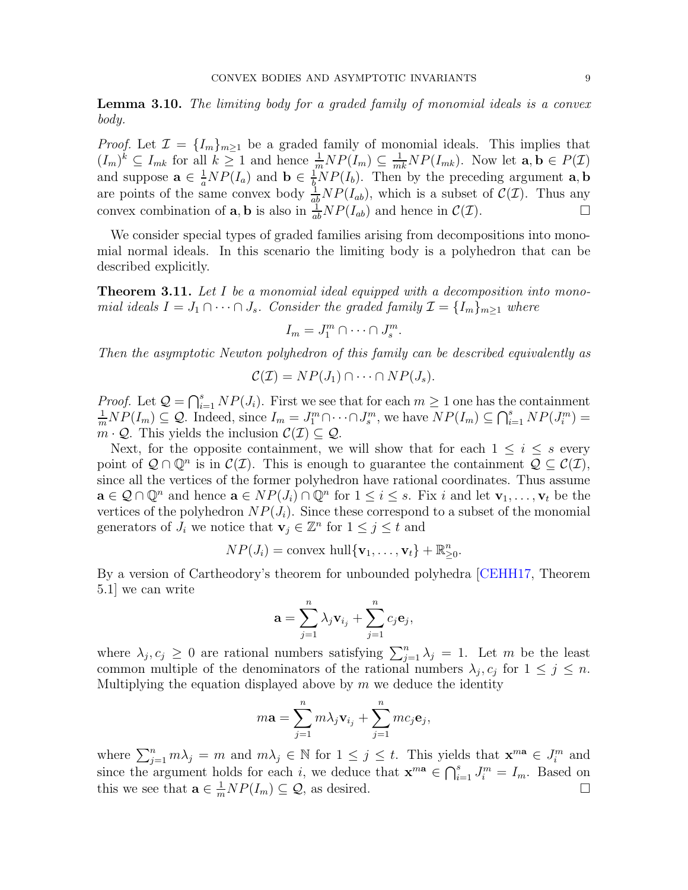**Lemma 3.10.** *The limiting body for a graded family of monomial ideals is a convex body.*

*Proof.* Let $\mathcal{I} = \{I_m\}_{m\geq 1}$ be a graded family of monomial ideals. This implies that $(I_m)^k \subseteq I_{mk}$ for all $k \geq 1$ and hence $\frac{1}{m}NP(I_m) \subseteq \frac{1}{mk}NP(I_{mk})$. Now let $\mathbf{a}, \mathbf{b} \in P(\mathcal{I})$ and suppose $\mathbf{a} \in \frac{1}{a}NP(I_a)$ and $\mathbf{b} \in \frac{1}{b}NP(I_b)$. Then by the preceding argument $\mathbf{a}, \mathbf{b}$ are points of the same convex body $\frac{1}{ab}NP(I_{ab})$, which is a subset of $\mathcal{C}(\mathcal{I})$. Thus any convex combination of $\mathbf{a}, \mathbf{b}$ is also in $\frac{1}{ab}NP(I_{ab})$ and hence in $\mathcal{C}(\mathcal{I})$. $\square$

We consider special types of graded families arising from decompositions into monomial normal ideals. In this scenario the limiting body is a polyhedron that can be described explicitly.

**Theorem 3.11.** *Let $I$ be a monomial ideal equipped with a decomposition into monomial ideals $I = J_1 \cap \cdots \cap J_s$. Consider the graded family $\mathcal{I} = \{I_m\}_{m\geq 1}$ where*

$$I_m = J_1^m \cap \cdots \cap J_s^m.$$

*Then the asymptotic Newton polyhedron of this family can be described equivalently as*

$$\mathcal{C}(\mathcal{I}) = NP(J_1) \cap \cdots \cap NP(J_s).$$

*Proof.* Let $\mathcal{Q} = \bigcap_{i=1}^{s} NP(J_i)$. First we see that for each $m \geq 1$ one has the containment $\frac{1}{m}NP(I_m) \subseteq \mathcal{Q}$. Indeed, since $I_m = J_1^m \cap \cdots \cap J_s^m$, we have $NP(I_m) \subseteq \bigcap_{i=1}^{s} NP(J_i^m) = m \cdot \mathcal{Q}$. This yields the inclusion $\mathcal{C}(\mathcal{I}) \subseteq \mathcal{Q}$.

Next, for the opposite containment, we will show that for each $1 \leq i \leq s$ every point of $\mathcal{Q} \cap \mathbb{Q}^n$ is in $\mathcal{C}(\mathcal{I})$. This is enough to guarantee the containment $\mathcal{Q} \subseteq \mathcal{C}(\mathcal{I})$, since all the vertices of the former polyhedron have rational coordinates. Thus assume $\mathbf{a} \in \mathcal{Q} \cap \mathbb{Q}^n$ and hence $\mathbf{a} \in NP(J_i) \cap \mathbb{Q}^n$ for $1 \leq i \leq s$. Fix $i$ and let $\mathbf{v}_1, \ldots, \mathbf{v}_t$ be the vertices of the polyhedron $NP(J_i)$. Since these correspond to a subset of the monomial generators of $J_i$ we notice that $\mathbf{v}_j \in \mathbb{Z}^n$ for $1 \leq j \leq t$ and

$$NP(J_i) = \text{convex hull}\{\mathbf{v}_1, \ldots, \mathbf{v}_t\} + \mathbb{R}^n_{\geq 0}.$$

By a version of Cartheodory's theorem for unbounded polyhedra [CEHH17, Theorem 5.1] we can write

$$\mathbf{a} = \sum_{j=1}^{n} \lambda_j \mathbf{v}_{i_j} + \sum_{j=1}^{n} c_j \mathbf{e}_j,$$

where $\lambda_j, c_j \geq 0$ are rational numbers satisfying $\sum_{j=1}^{n} \lambda_j = 1$. Let $m$ be the least common multiple of the denominators of the rational numbers $\lambda_j, c_j$ for $1 \leq j \leq n$. Multiplying the equation displayed above by $m$ we deduce the identity

$$m\mathbf{a} = \sum_{j=1}^{n} m\lambda_j \mathbf{v}_{i_j} + \sum_{j=1}^{n} mc_j \mathbf{e}_j,$$

where $\sum_{j=1}^{n} m\lambda_j = m$ and $m\lambda_j \in \mathbb{N}$ for $1 \leq j \leq t$. This yields that $\mathbf{x}^{m\mathbf{a}} \in J_i^m$ and since the argument holds for each $i$, we deduce that $\mathbf{x}^{m\mathbf{a}} \in \bigcap_{i=1}^{s} J_i^m = I_m$. Based on this we see that $\mathbf{a} \in \frac{1}{m}NP(I_m) \subseteq \mathcal{Q}$, as desired. $\square$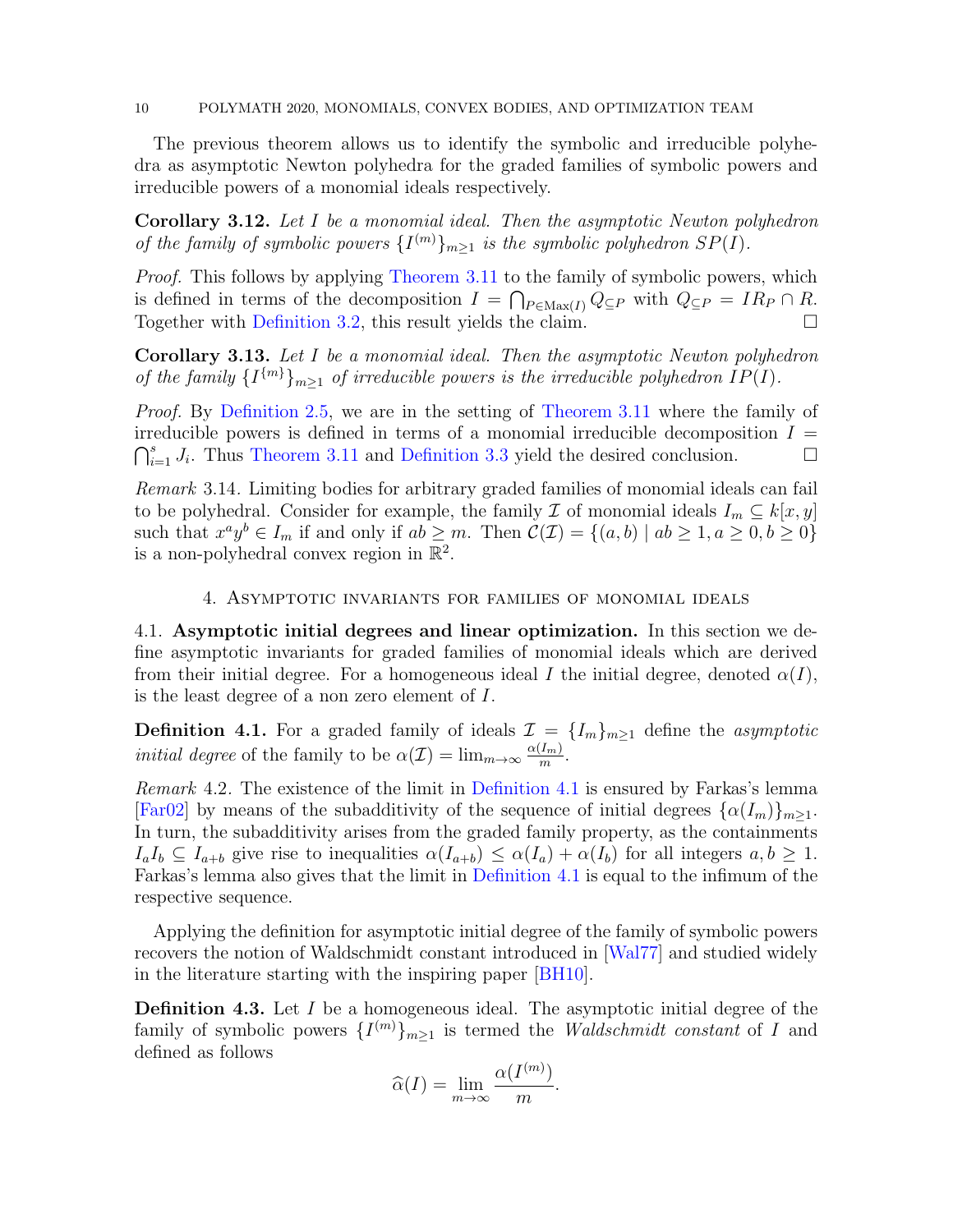The previous theorem allows us to identify the symbolic and irreducible polyhedra as asymptotic Newton polyhedra for the graded families of symbolic powers and irreducible powers of a monomial ideals respectively.

**Corollary 3.12.** *Let $I$ be a monomial ideal. Then the asymptotic Newton polyhedron of the family of symbolic powers $\{I^{(m)}\}_{m\geq 1}$ is the symbolic polyhedron $SP(I)$.*

*Proof.* This follows by applying Theorem 3.11 to the family of symbolic powers, which is defined in terms of the decomposition $I = \bigcap_{P\in \mathrm{Max}(I)} Q_{\subseteq P}$ with $Q_{\subseteq P} = IR_P \cap R$. Together with Definition 3.2, this result yields the claim. □

**Corollary 3.13.** *Let $I$ be a monomial ideal. Then the asymptotic Newton polyhedron of the family $\{I^{\{m\}}\}_{m\geq 1}$ of irreducible powers is the irreducible polyhedron $IP(I)$.*

*Proof.* By Definition 2.5, we are in the setting of Theorem 3.11 where the family of irreducible powers is defined in terms of a monomial irreducible decomposition $I = \bigcap_{i=1}^{s} J_i$. Thus Theorem 3.11 and Definition 3.3 yield the desired conclusion. □

*Remark* 3.14. Limiting bodies for arbitrary graded families of monomial ideals can fail to be polyhedral. Consider for example, the family $\mathcal{I}$ of monomial ideals $I_m \subseteq k[x,y]$ such that $x^a y^b \in I_m$ if and only if $ab \geq m$. Then $\mathcal{C}(\mathcal{I}) = \{(a,b) \mid ab \geq 1, a \geq 0, b \geq 0\}$ is a non-polyhedral convex region in $\mathbb{R}^2$.

## 4. Asymptotic invariants for families of monomial ideals

### 4.1. Asymptotic initial degrees and linear optimization.

In this section we define asymptotic invariants for graded families of monomial ideals which are derived from their initial degree. For a homogeneous ideal $I$ the initial degree, denoted $\alpha(I)$, is the least degree of a non zero element of $I$.

**Definition 4.1.** For a graded family of ideals $\mathcal{I} = \{I_m\}_{m\geq 1}$ define the *asymptotic initial degree* of the family to be $\alpha(\mathcal{I}) = \lim_{m\to\infty} \frac{\alpha(I_m)}{m}$.

*Remark* 4.2. The existence of the limit in Definition 4.1 is ensured by Farkas's lemma [Far02] by means of the subadditivity of the sequence of initial degrees $\{\alpha(I_m)\}_{m\geq 1}$. In turn, the subadditivity arises from the graded family property, as the containments $I_a I_b \subseteq I_{a+b}$ give rise to inequalities $\alpha(I_{a+b}) \leq \alpha(I_a) + \alpha(I_b)$ for all integers $a, b \geq 1$. Farkas's lemma also gives that the limit in Definition 4.1 is equal to the infimum of the respective sequence.

Applying the definition for asymptotic initial degree of the family of symbolic powers recovers the notion of Waldschmidt constant introduced in [Wal77] and studied widely in the literature starting with the inspiring paper [BH10].

**Definition 4.3.** Let $I$ be a homogeneous ideal. The asymptotic initial degree of the family of symbolic powers $\{I^{(m)}\}_{m\geq 1}$ is termed the *Waldschmidt constant* of $I$ and defined as follows

$$\widehat{\alpha}(I) = \lim_{m\to\infty} \frac{\alpha(I^{(m)})}{m}.$$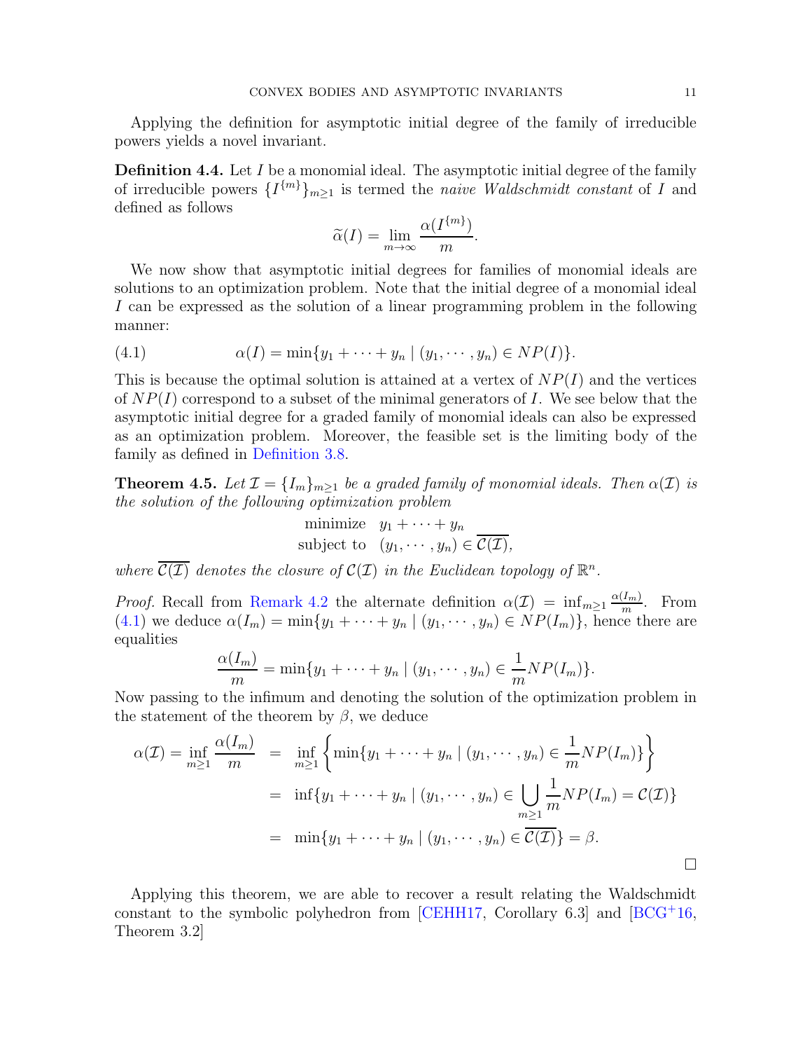Applying the definition for asymptotic initial degree of the family of irreducible powers yields a novel invariant.

**Definition 4.4.** Let $I$ be a monomial ideal. The asymptotic initial degree of the family of irreducible powers $\{I^{\{m\}}\}_{m\geq 1}$ is termed the *naive Waldschmidt constant* of $I$ and defined as follows

$$\widetilde{\alpha}(I) = \lim_{m\to\infty} \frac{\alpha(I^{\{m\}})}{m}.$$

We now show that asymptotic initial degrees for families of monomial ideals are solutions to an optimization problem. Note that the initial degree of a monomial ideal $I$ can be expressed as the solution of a linear programming problem in the following manner:

$$\alpha(I) = \min\{y_1 + \cdots + y_n \mid (y_1, \cdots, y_n) \in NP(I)\}. \tag{4.1}$$

This is because the optimal solution is attained at a vertex of $NP(I)$ and the vertices of $NP(I)$ correspond to a subset of the minimal generators of $I$. We see below that the asymptotic initial degree for a graded family of monomial ideals can also be expressed as an optimization problem. Moreover, the feasible set is the limiting body of the family as defined in Definition 3.8.

**Theorem 4.5.** *Let $\mathcal{I} = \{I_m\}_{m\geq 1}$ be a graded family of monomial ideals. Then $\alpha(\mathcal{I})$ is the solution of the following optimization problem*

$$\begin{array}{rl} \text{minimize} & y_1 + \cdots + y_n \\ \text{subject to} & (y_1, \cdots, y_n) \in \overline{\mathcal{C}(\mathcal{I})}, \end{array}$$

*where $\overline{\mathcal{C}(\mathcal{I})}$ denotes the closure of $\mathcal{C}(\mathcal{I})$ in the Euclidean topology of $\mathbb{R}^n$.*

*Proof.* Recall from Remark 4.2 the alternate definition $\alpha(\mathcal{I}) = \inf_{m\geq 1} \frac{\alpha(I_m)}{m}$. From (4.1) we deduce $\alpha(I_m) = \min\{y_1 + \cdots + y_n \mid (y_1, \cdots, y_n) \in NP(I_m)\}$, hence there are equalities

$$\frac{\alpha(I_m)}{m} = \min\{y_1 + \cdots + y_n \mid (y_1, \cdots, y_n) \in \frac{1}{m}NP(I_m)\}.$$

Now passing to the infimum and denoting the solution of the optimization problem in the statement of the theorem by $\beta$, we deduce

$$\begin{aligned} \alpha(\mathcal{I}) = \inf_{m\geq 1} \frac{\alpha(I_m)}{m} &= \inf_{m\geq 1} \left\{ \min\{y_1 + \cdots + y_n \mid (y_1, \cdots, y_n) \in \frac{1}{m}NP(I_m)\} \right\} \\ &= \inf\{y_1 + \cdots + y_n \mid (y_1, \cdots, y_n) \in \bigcup_{m\geq 1} \frac{1}{m}NP(I_m) = \mathcal{C}(\mathcal{I})\} \\ &= \min\{y_1 + \cdots + y_n \mid (y_1, \cdots, y_n) \in \overline{\mathcal{C}(\mathcal{I})}\} = \beta. \end{aligned}$$

$\square$

Applying this theorem, we are able to recover a result relating the Waldschmidt constant to the symbolic polyhedron from [CEHH17, Corollary 6.3] and [BCG+16, Theorem 3.2]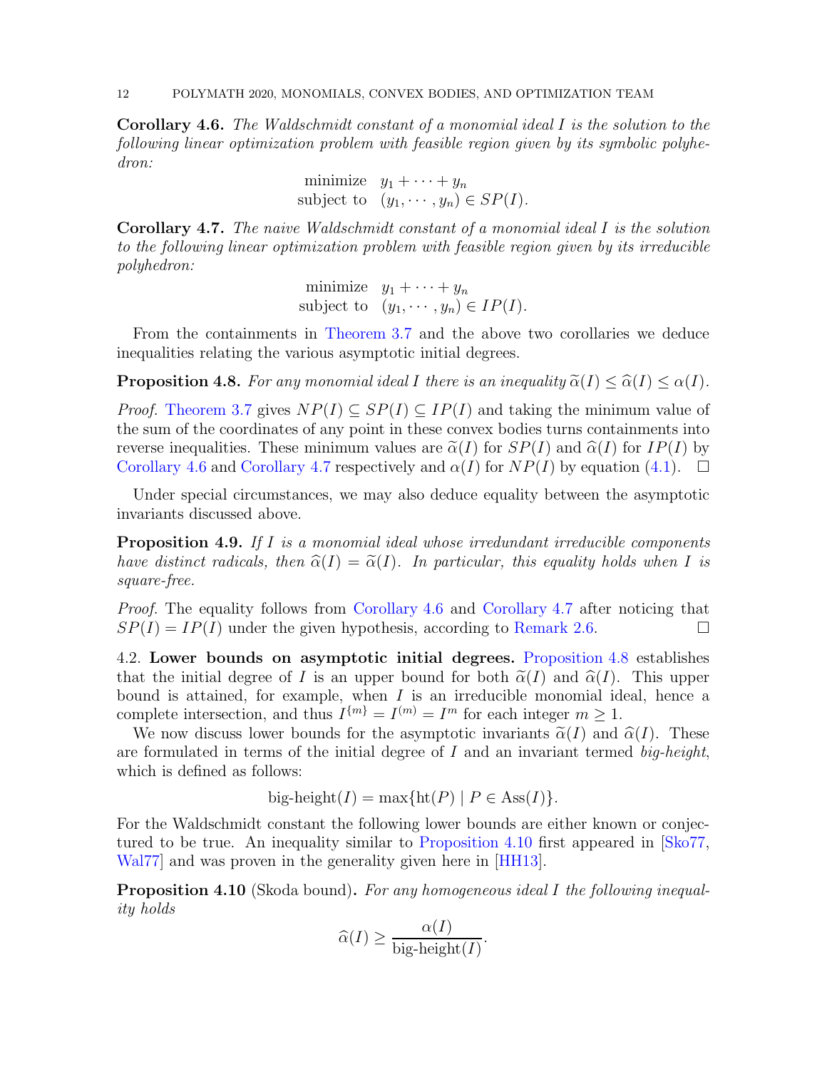**Corollary 4.6.** *The Waldschmidt constant of a monomial ideal $I$ is the solution to the following linear optimization problem with feasible region given by its symbolic polyhedron:*

$$\begin{aligned} \text{minimize} \quad & y_1 + \cdots + y_n \\ \text{subject to} \quad & (y_1, \cdots, y_n) \in SP(I). \end{aligned}$$

**Corollary 4.7.** *The naive Waldschmidt constant of a monomial ideal $I$ is the solution to the following linear optimization problem with feasible region given by its irreducible polyhedron:*

$$\begin{aligned} \text{minimize} \quad & y_1 + \cdots + y_n \\ \text{subject to} \quad & (y_1, \cdots, y_n) \in IP(I). \end{aligned}$$

From the containments in Theorem 3.7 and the above two corollaries we deduce inequalities relating the various asymptotic initial degrees.

**Proposition 4.8.** *For any monomial ideal $I$ there is an inequality $\widetilde{\alpha}(I) \leq \widehat{\alpha}(I) \leq \alpha(I)$.*

*Proof.* Theorem 3.7 gives $NP(I) \subseteq SP(I) \subseteq IP(I)$ and taking the minimum value of the sum of the coordinates of any point in these convex bodies turns containments into reverse inequalities. These minimum values are $\widetilde{\alpha}(I)$ for $SP(I)$ and $\widehat{\alpha}(I)$ for $IP(I)$ by Corollary 4.6 and Corollary 4.7 respectively and $\alpha(I)$ for $NP(I)$ by equation (4.1). $\square$

Under special circumstances, we may also deduce equality between the asymptotic invariants discussed above.

**Proposition 4.9.** *If $I$ is a monomial ideal whose irredundant irreducible components have distinct radicals, then $\widehat{\alpha}(I) = \widetilde{\alpha}(I)$. In particular, this equality holds when $I$ is square-free.*

*Proof.* The equality follows from Corollary 4.6 and Corollary 4.7 after noticing that $SP(I) = IP(I)$ under the given hypothesis, according to Remark 2.6. $\square$

4.2. **Lower bounds on asymptotic initial degrees.** Proposition 4.8 establishes that the initial degree of $I$ is an upper bound for both $\widetilde{\alpha}(I)$ and $\widehat{\alpha}(I)$. This upper bound is attained, for example, when $I$ is an irreducible monomial ideal, hence a complete intersection, and thus $I^{\{m\}} = I^{(m)} = I^m$ for each integer $m \geq 1$.

We now discuss lower bounds for the asymptotic invariants $\widetilde{\alpha}(I)$ and $\widehat{\alpha}(I)$. These are formulated in terms of the initial degree of $I$ and an invariant termed *big-height*, which is defined as follows:

$$\text{big-height}(I) = \max\{\text{ht}(P) \mid P \in \text{Ass}(I)\}.$$

For the Waldschmidt constant the following lower bounds are either known or conjectured to be true. An inequality similar to Proposition 4.10 first appeared in [Sko77, Wal77] and was proven in the generality given here in [HH13].

**Proposition 4.10** (Skoda bound)**.** *For any homogeneous ideal $I$ the following inequality holds*

$$\widehat{\alpha}(I) \geq \frac{\alpha(I)}{\text{big-height}(I)}.$$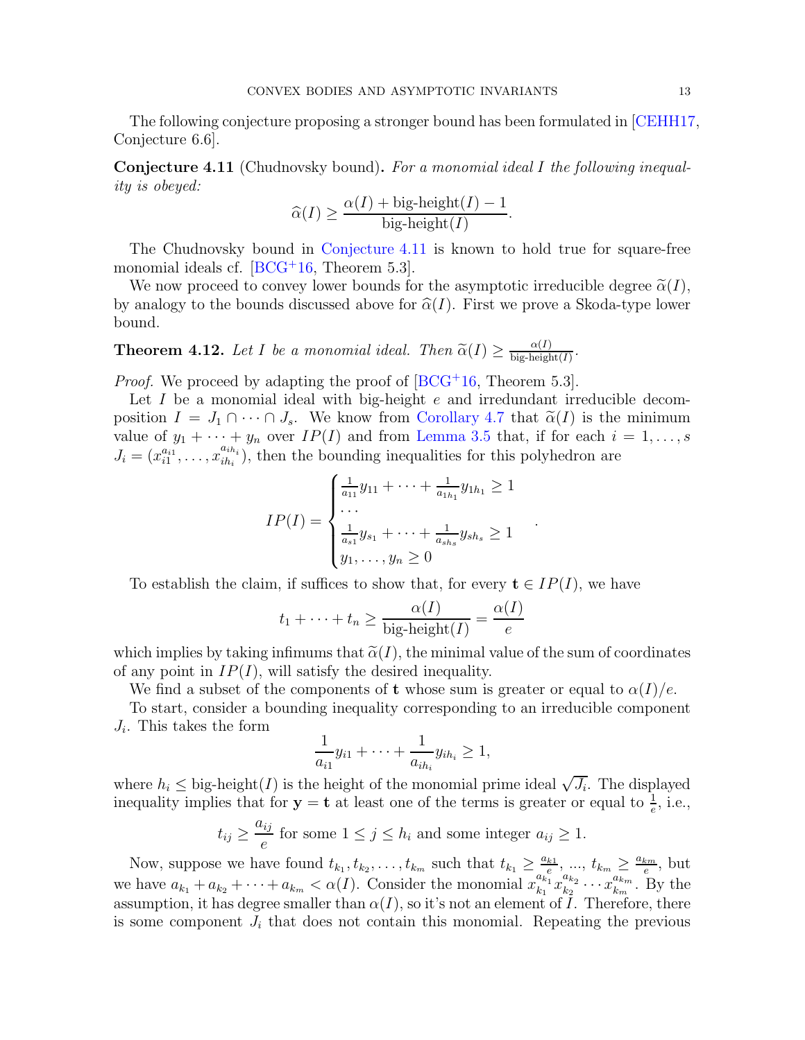The following conjecture proposing a stronger bound has been formulated in [CEHH17, Conjecture 6.6].

**Conjecture 4.11** (Chudnovsky bound)**.** *For a monomial ideal $I$ the following inequality is obeyed:*

$$\widehat{\alpha}(I) \geq \frac{\alpha(I) + \text{big-height}(I) - 1}{\text{big-height}(I)}.$$

The Chudnovsky bound in Conjecture 4.11 is known to hold true for square-free monomial ideals cf. [BCG+16, Theorem 5.3].

We now proceed to convey lower bounds for the asymptotic irreducible degree $\widetilde{\alpha}(I)$, by analogy to the bounds discussed above for $\widehat{\alpha}(I)$. First we prove a Skoda-type lower bound.

**Theorem 4.12.** *Let $I$ be a monomial ideal. Then $\widetilde{\alpha}(I) \geq \frac{\alpha(I)}{\text{big-height}(I)}$.*

*Proof.* We proceed by adapting the proof of [BCG+16, Theorem 5.3].

Let $I$ be a monomial ideal with big-height $e$ and irredundant irreducible decomposition $I = J_1 \cap \cdots \cap J_s$. We know from Corollary 4.7 that $\widetilde{\alpha}(I)$ is the minimum value of $y_1 + \cdots + y_n$ over $IP(I)$ and from Lemma 3.5 that, if for each $i = 1, \dots, s$ $J_i = (x_{i1}^{a_{i1}}, \dots, x_{ih_i}^{a_{ih_i}})$, then the bounding inequalities for this polyhedron are

$$IP(I) = \begin{cases} \frac{1}{a_{11}} y_{11} + \cdots + \frac{1}{a_{1h_1}} y_{1h_1} \geq 1 \\ \cdots \\ \frac{1}{a_{s1}} y_{s_1} + \cdots + \frac{1}{a_{sh_s}} y_{sh_s} \geq 1 \\ y_1, \dots, y_n \geq 0 \end{cases}.$$

To establish the claim, if suffices to show that, for every $\mathbf{t} \in IP(I)$, we have

$$t_1 + \cdots + t_n \geq \frac{\alpha(I)}{\text{big-height}(I)} = \frac{\alpha(I)}{e}$$

which implies by taking infimums that $\widetilde{\alpha}(I)$, the minimal value of the sum of coordinates of any point in $IP(I)$, will satisfy the desired inequality.

We find a subset of the components of $\mathbf{t}$ whose sum is greater or equal to $\alpha(I)/e$.

To start, consider a bounding inequality corresponding to an irreducible component $J_i$. This takes the form

$$\frac{1}{a_{i1}} y_{i1} + \cdots + \frac{1}{a_{ih_i}} y_{ih_i} \geq 1,$$

where $h_i \leq \text{big-height}(I)$ is the height of the monomial prime ideal $\sqrt{J_i}$. The displayed inequality implies that for $\mathbf{y} = \mathbf{t}$ at least one of the terms is greater or equal to $\frac{1}{e}$, i.e.,

$$t_{ij} \geq \frac{a_{ij}}{e} \text{ for some } 1 \leq j \leq h_i \text{ and some integer } a_{ij} \geq 1.$$

Now, suppose we have found $t_{k_1}, t_{k_2}, \dots, t_{k_m}$ such that $t_{k_1} \geq \frac{a_{k1}}{e}$, ..., $t_{k_m} \geq \frac{a_{km}}{e}$, but we have $a_{k_1} + a_{k_2} + \cdots + a_{k_m} < \alpha(I)$. Consider the monomial $x_{k_1}^{a_{k_1}} x_{k_2}^{a_{k_2}} \cdots x_{k_m}^{a_{k_m}}$. By the assumption, it has degree smaller than $\alpha(I)$, so it's not an element of $I$. Therefore, there is some component $J_i$ that does not contain this monomial. Repeating the previous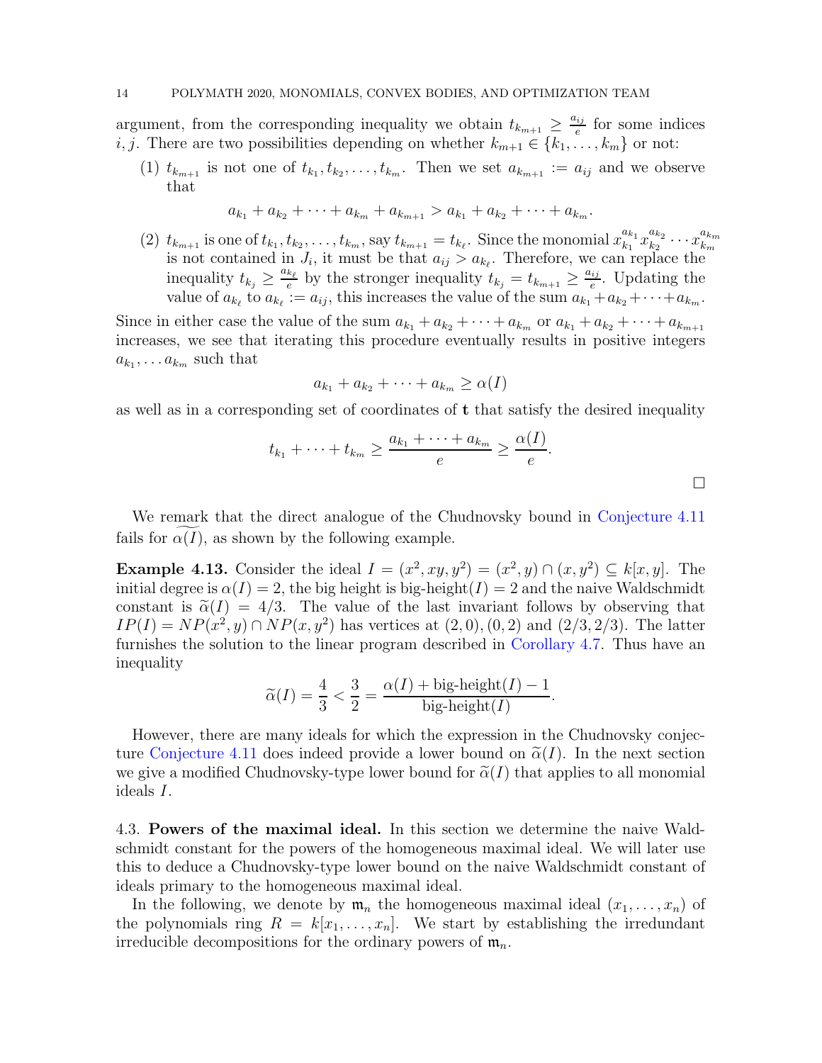argument, from the corresponding inequality we obtain $t_{k_{m+1}} \geq \frac{a_{ij}}{e}$ for some indices $i, j$. There are two possibilities depending on whether $k_{m+1} \in \{k_1, \ldots, k_m\}$ or not:

(1) $t_{k_{m+1}}$ is not one of $t_{k_1}, t_{k_2}, \ldots, t_{k_m}$. Then we set $a_{k_{m+1}} := a_{ij}$ and we observe that

$$a_{k_1} + a_{k_2} + \cdots + a_{k_m} + a_{k_{m+1}} > a_{k_1} + a_{k_2} + \cdots + a_{k_m}.$$

(2) $t_{k_{m+1}}$ is one of $t_{k_1}, t_{k_2}, \ldots, t_{k_m}$, say $t_{k_{m+1}} = t_{k_\ell}$. Since the monomial $x_{k_1}^{a_{k_1}} x_{k_2}^{a_{k_2}} \cdots x_{k_m}^{a_{k_m}}$ is not contained in $J_i$, it must be that $a_{ij} > a_{k_\ell}$. Therefore, we can replace the inequality $t_{k_j} \geq \frac{a_{k_\ell}}{e}$ by the stronger inequality $t_{k_j} = t_{k_{m+1}} \geq \frac{a_{ij}}{e}$. Updating the value of $a_{k_\ell}$ to $a_{k_\ell} := a_{ij}$, this increases the value of the sum $a_{k_1} + a_{k_2} + \cdots + a_{k_m}$.

Since in either case the value of the sum $a_{k_1} + a_{k_2} + \cdots + a_{k_m}$ or $a_{k_1} + a_{k_2} + \cdots + a_{k_{m+1}}$ increases, we see that iterating this procedure eventually results in positive integers $a_{k_1}, \ldots a_{k_m}$ such that

$$a_{k_1} + a_{k_2} + \cdots + a_{k_m} \geq \alpha(I)$$

as well as in a corresponding set of coordinates of $\mathbf{t}$ that satisfy the desired inequality

$$t_{k_1} + \cdots + t_{k_m} \geq \frac{a_{k_1} + \cdots + a_{k_m}}{e} \geq \frac{\alpha(I)}{e}.$$

$\square$

We remark that the direct analogue of the Chudnovsky bound in Conjecture 4.11 fails for $\widetilde{\alpha(I)}$, as shown by the following example.

**Example 4.13.** Consider the ideal $I = (x^2, xy, y^2) = (x^2, y) \cap (x, y^2) \subseteq k[x, y]$. The initial degree is $\alpha(I) = 2$, the big height is $\text{big-height}(I) = 2$ and the naive Waldschmidt constant is $\widetilde{\alpha}(I) = 4/3$. The value of the last invariant follows by observing that $IP(I) = NP(x^2, y) \cap NP(x, y^2)$ has vertices at $(2, 0), (0, 2)$ and $(2/3, 2/3)$. The latter furnishes the solution to the linear program described in Corollary 4.7. Thus have an inequality

$$\widetilde{\alpha}(I) = \frac{4}{3} < \frac{3}{2} = \frac{\alpha(I) + \text{big-height}(I) - 1}{\text{big-height}(I)}.$$

However, there are many ideals for which the expression in the Chudnovsky conjecture Conjecture 4.11 does indeed provide a lower bound on $\widetilde{\alpha}(I)$. In the next section we give a modified Chudnovsky-type lower bound for $\widetilde{\alpha}(I)$ that applies to all monomial ideals $I$.

## 4.3. Powers of the maximal ideal.

In this section we determine the naive Waldschmidt constant for the powers of the homogeneous maximal ideal. We will later use this to deduce a Chudnovsky-type lower bound on the naive Waldschmidt constant of ideals primary to the homogeneous maximal ideal.

In the following, we denote by $\mathfrak{m}_n$ the homogeneous maximal ideal $(x_1, \ldots, x_n)$ of the polynomials ring $R = k[x_1, \ldots, x_n]$. We start by establishing the irredundant irreducible decompositions for the ordinary powers of $\mathfrak{m}_n$.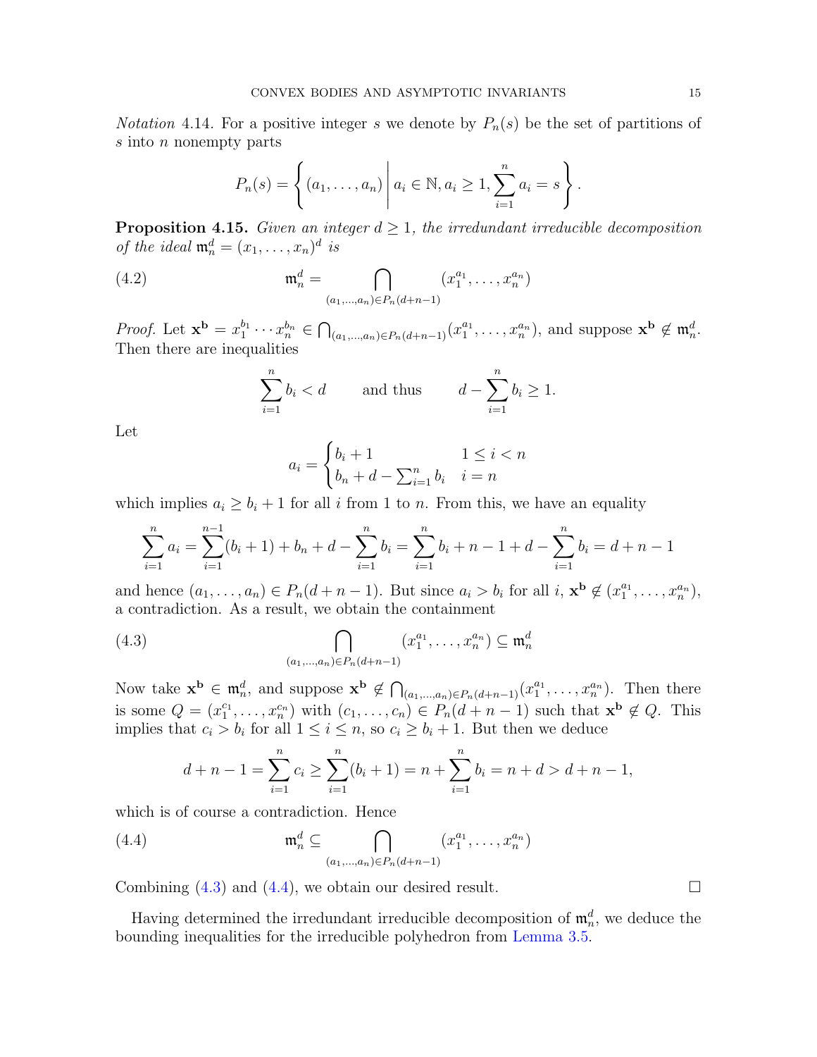*Notation* 4.14. For a positive integer $s$ we denote by $P_n(s)$ be the set of partitions of $s$ into $n$ nonempty parts

$$P_n(s) = \left\{ (a_1, \ldots, a_n) \;\middle|\; a_i \in \mathbb{N}, a_i \geq 1, \sum_{i=1}^{n} a_i = s \right\}.$$

**Proposition 4.15.** *Given an integer $d \geq 1$, the irredundant irreducible decomposition of the ideal $\mathfrak{m}_n^d = (x_1, \ldots, x_n)^d$ is*

$$\mathfrak{m}_n^d = \bigcap_{(a_1,\ldots,a_n) \in P_n(d+n-1)} (x_1^{a_1}, \ldots, x_n^{a_n}) \tag{4.2}$$

*Proof.* Let $\mathbf{x}^{\mathbf{b}} = x_1^{b_1} \cdots x_n^{b_n} \in \bigcap_{(a_1,\ldots,a_n) \in P_n(d+n-1)} (x_1^{a_1}, \ldots, x_n^{a_n})$, and suppose $\mathbf{x}^{\mathbf{b}} \notin \mathfrak{m}_n^d$. Then there are inequalities

$$\sum_{i=1}^{n} b_i < d \qquad \text{and thus} \qquad d - \sum_{i=1}^{n} b_i \geq 1.$$

Let

$$a_i = \begin{cases} b_i + 1 & 1 \leq i < n \\ b_n + d - \sum_{i=1}^{n} b_i & i = n \end{cases}$$

which implies $a_i \geq b_i + 1$ for all $i$ from 1 to $n$. From this, we have an equality

$$\sum_{i=1}^{n} a_i = \sum_{i=1}^{n-1} (b_i + 1) + b_n + d - \sum_{i=1}^{n} b_i = \sum_{i=1}^{n} b_i + n - 1 + d - \sum_{i=1}^{n} b_i = d + n - 1$$

and hence $(a_1, \ldots, a_n) \in P_n(d+n-1)$. But since $a_i > b_i$ for all $i$, $\mathbf{x}^{\mathbf{b}} \notin (x_1^{a_1}, \ldots, x_n^{a_n})$, a contradiction. As a result, we obtain the containment

$$\bigcap_{(a_1,\ldots,a_n) \in P_n(d+n-1)} (x_1^{a_1}, \ldots, x_n^{a_n}) \subseteq \mathfrak{m}_n^d \tag{4.3}$$

Now take $\mathbf{x}^{\mathbf{b}} \in \mathfrak{m}_n^d$, and suppose $\mathbf{x}^{\mathbf{b}} \notin \bigcap_{(a_1,\ldots,a_n) \in P_n(d+n-1)} (x_1^{a_1}, \ldots, x_n^{a_n})$. Then there is some $Q = (x_1^{c_1}, \ldots, x_n^{c_n})$ with $(c_1, \ldots, c_n) \in P_n(d+n-1)$ such that $\mathbf{x}^{\mathbf{b}} \notin Q$. This implies that $c_i > b_i$ for all $1 \leq i \leq n$, so $c_i \geq b_i + 1$. But then we deduce

$$d + n - 1 = \sum_{i=1}^{n} c_i \geq \sum_{i=1}^{n} (b_i + 1) = n + \sum_{i=1}^{n} b_i = n + d > d + n - 1,$$

which is of course a contradiction. Hence

$$\mathfrak{m}_n^d \subseteq \bigcap_{(a_1,\ldots,a_n) \in P_n(d+n-1)} (x_1^{a_1}, \ldots, x_n^{a_n}) \tag{4.4}$$

Combining (4.3) and (4.4), we obtain our desired result. $\square$

Having determined the irredundant irreducible decomposition of $\mathfrak{m}_n^d$, we deduce the bounding inequalities for the irreducible polyhedron from Lemma 3.5.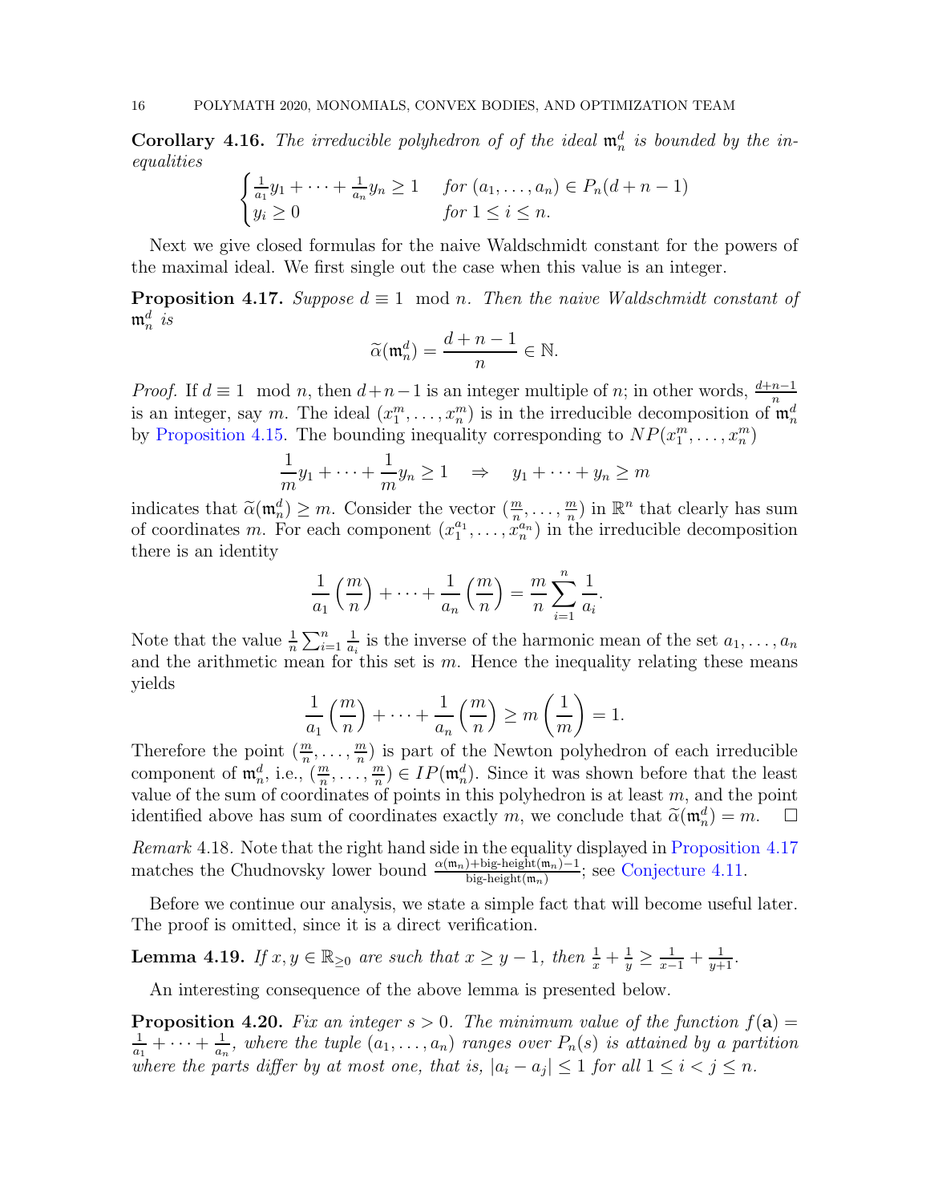**Corollary 4.16.** *The irreducible polyhedron of of the ideal $\mathfrak{m}_n^d$ is bounded by the inequalities*

$$\begin{cases} \frac{1}{a_1}y_1 + \cdots + \frac{1}{a_n}y_n \geq 1 & \text{for } (a_1, \ldots, a_n) \in P_n(d+n-1) \\ y_i \geq 0 & \text{for } 1 \leq i \leq n. \end{cases}$$

Next we give closed formulas for the naive Waldschmidt constant for the powers of the maximal ideal. We first single out the case when this value is an integer.

**Proposition 4.17.** *Suppose $d \equiv 1 \mod n$. Then the naive Waldschmidt constant of $\mathfrak{m}_n^d$ is*

$$\widetilde{\alpha}(\mathfrak{m}_n^d) = \frac{d+n-1}{n} \in \mathbb{N}.$$

*Proof.* If $d \equiv 1 \mod n$, then $d+n-1$ is an integer multiple of $n$; in other words, $\frac{d+n-1}{n}$ is an integer, say $m$. The ideal $(x_1^m, \ldots, x_n^m)$ is in the irreducible decomposition of $\mathfrak{m}_n^d$ by Proposition 4.15. The bounding inequality corresponding to $NP(x_1^m, \ldots, x_n^m)$

$$\frac{1}{m}y_1 + \cdots + \frac{1}{m}y_n \geq 1 \quad \Rightarrow \quad y_1 + \cdots + y_n \geq m$$

indicates that $\widetilde{\alpha}(\mathfrak{m}_n^d) \geq m$. Consider the vector $(\frac{m}{n}, \ldots, \frac{m}{n})$ in $\mathbb{R}^n$ that clearly has sum of coordinates $m$. For each component $(x_1^{a_1}, \ldots, x_n^{a_n})$ in the irreducible decomposition there is an identity

$$\frac{1}{a_1}\left(\frac{m}{n}\right) + \cdots + \frac{1}{a_n}\left(\frac{m}{n}\right) = \frac{m}{n}\sum_{i=1}^{n}\frac{1}{a_i}.$$

Note that the value $\frac{1}{n}\sum_{i=1}^{n}\frac{1}{a_i}$ is the inverse of the harmonic mean of the set $a_1, \ldots, a_n$ and the arithmetic mean for this set is $m$. Hence the inequality relating these means yields

$$\frac{1}{a_1}\left(\frac{m}{n}\right) + \cdots + \frac{1}{a_n}\left(\frac{m}{n}\right) \geq m\left(\frac{1}{m}\right) = 1.$$

Therefore the point $(\frac{m}{n}, \ldots, \frac{m}{n})$ is part of the Newton polyhedron of each irreducible component of $\mathfrak{m}_n^d$, i.e., $(\frac{m}{n}, \ldots, \frac{m}{n}) \in IP(\mathfrak{m}_n^d)$. Since it was shown before that the least value of the sum of coordinates of points in this polyhedron is at least $m$, and the point identified above has sum of coordinates exactly $m$, we conclude that $\widetilde{\alpha}(\mathfrak{m}_n^d) = m$. $\square$

*Remark* 4.18. Note that the right hand side in the equality displayed in Proposition 4.17 matches the Chudnovsky lower bound $\frac{\alpha(\mathfrak{m}_n)+\text{big-height}(\mathfrak{m}_n)-1}{\text{big-height}(\mathfrak{m}_n)}$; see Conjecture 4.11.

Before we continue our analysis, we state a simple fact that will become useful later. The proof is omitted, since it is a direct verification.

**Lemma 4.19.** *If $x, y \in \mathbb{R}_{\geq 0}$ are such that $x \geq y - 1$, then $\frac{1}{x} + \frac{1}{y} \geq \frac{1}{x-1} + \frac{1}{y+1}$.*

An interesting consequence of the above lemma is presented below.

**Proposition 4.20.** *Fix an integer $s > 0$. The minimum value of the function $f(\mathbf{a}) = \frac{1}{a_1} + \cdots + \frac{1}{a_n}$, where the tuple $(a_1, \ldots, a_n)$ ranges over $P_n(s)$ is attained by a partition where the parts differ by at most one, that is, $|a_i - a_j| \leq 1$ for all $1 \leq i < j \leq n$.*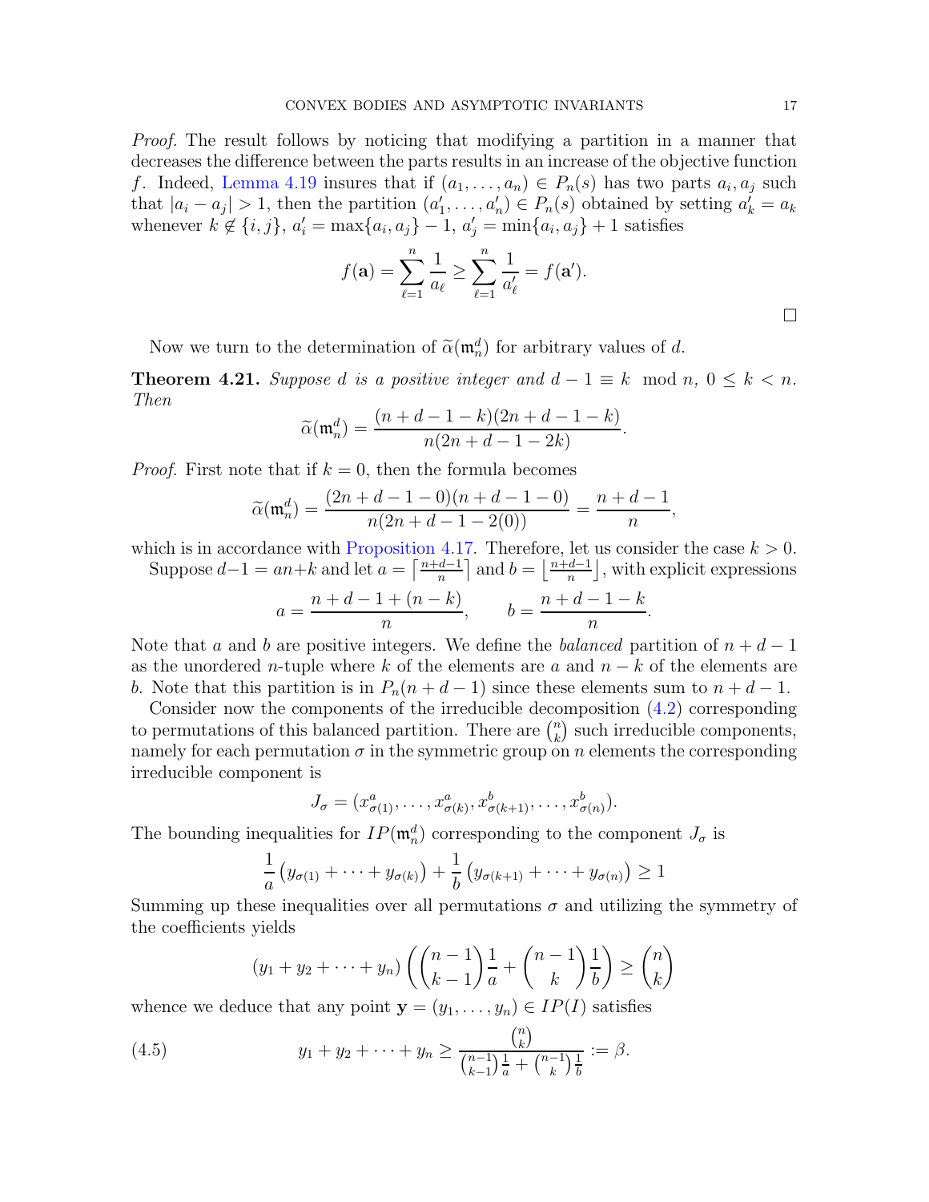*Proof.* The result follows by noticing that modifying a partition in a manner that decreases the difference between the parts results in an increase of the objective function $f$. Indeed, Lemma 4.19 insures that if $(a_1, \ldots, a_n) \in P_n(s)$ has two parts $a_i, a_j$ such that $|a_i - a_j| > 1$, then the partition $(a'_1, \ldots, a'_n) \in P_n(s)$ obtained by setting $a'_k = a_k$ whenever $k \notin \{i, j\}$, $a'_i = \max\{a_i, a_j\} - 1$, $a'_j = \min\{a_i, a_j\} + 1$ satisfies

$$f(\mathbf{a}) = \sum_{\ell=1}^{n} \frac{1}{a_\ell} \geq \sum_{\ell=1}^{n} \frac{1}{a'_\ell} = f(\mathbf{a}').$$

□

Now we turn to the determination of $\widetilde{\alpha}(\mathfrak{m}_n^d)$ for arbitrary values of $d$.

**Theorem 4.21.** *Suppose $d$ is a positive integer and $d - 1 \equiv k \mod n$, $0 \leq k < n$. Then*

$$\widetilde{\alpha}(\mathfrak{m}_n^d) = \frac{(n + d - 1 - k)(2n + d - 1 - k)}{n(2n + d - 1 - 2k)}.$$

*Proof.* First note that if $k = 0$, then the formula becomes

$$\widetilde{\alpha}(\mathfrak{m}_n^d) = \frac{(2n + d - 1 - 0)(n + d - 1 - 0)}{n(2n + d - 1 - 2(0))} = \frac{n + d - 1}{n},$$

which is in accordance with Proposition 4.17. Therefore, let us consider the case $k > 0$.

Suppose $d - 1 = an + k$ and let $a = \left\lceil \frac{n+d-1}{n} \right\rceil$ and $b = \left\lfloor \frac{n+d-1}{n} \right\rfloor$, with explicit expressions

$$a = \frac{n + d - 1 + (n - k)}{n}, \qquad b = \frac{n + d - 1 - k}{n}.$$

Note that $a$ and $b$ are positive integers. We define the *balanced* partition of $n + d - 1$ as the unordered $n$-tuple where $k$ of the elements are $a$ and $n - k$ of the elements are $b$. Note that this partition is in $P_n(n + d - 1)$ since these elements sum to $n + d - 1$.

Consider now the components of the irreducible decomposition (4.2) corresponding to permutations of this balanced partition. There are $\binom{n}{k}$ such irreducible components, namely for each permutation $\sigma$ in the symmetric group on $n$ elements the corresponding irreducible component is

$$J_\sigma = (x^a_{\sigma(1)}, \ldots, x^a_{\sigma(k)}, x^b_{\sigma(k+1)}, \ldots, x^b_{\sigma(n)}).$$

The bounding inequalities for $IP(\mathfrak{m}_n^d)$ corresponding to the component $J_\sigma$ is

$$\frac{1}{a}\left(y_{\sigma(1)} + \cdots + y_{\sigma(k)}\right) + \frac{1}{b}\left(y_{\sigma(k+1)} + \cdots + y_{\sigma(n)}\right) \geq 1$$

Summing up these inequalities over all permutations $\sigma$ and utilizing the symmetry of the coefficients yields

$$(y_1 + y_2 + \cdots + y_n)\left(\binom{n-1}{k-1}\frac{1}{a} + \binom{n-1}{k}\frac{1}{b}\right) \geq \binom{n}{k}$$

whence we deduce that any point $\mathbf{y} = (y_1, \ldots, y_n) \in IP(I)$ satisfies

$$y_1 + y_2 + \cdots + y_n \geq \frac{\binom{n}{k}}{\binom{n-1}{k-1}\frac{1}{a} + \binom{n-1}{k}\frac{1}{b}} := \beta. \tag{4.5}$$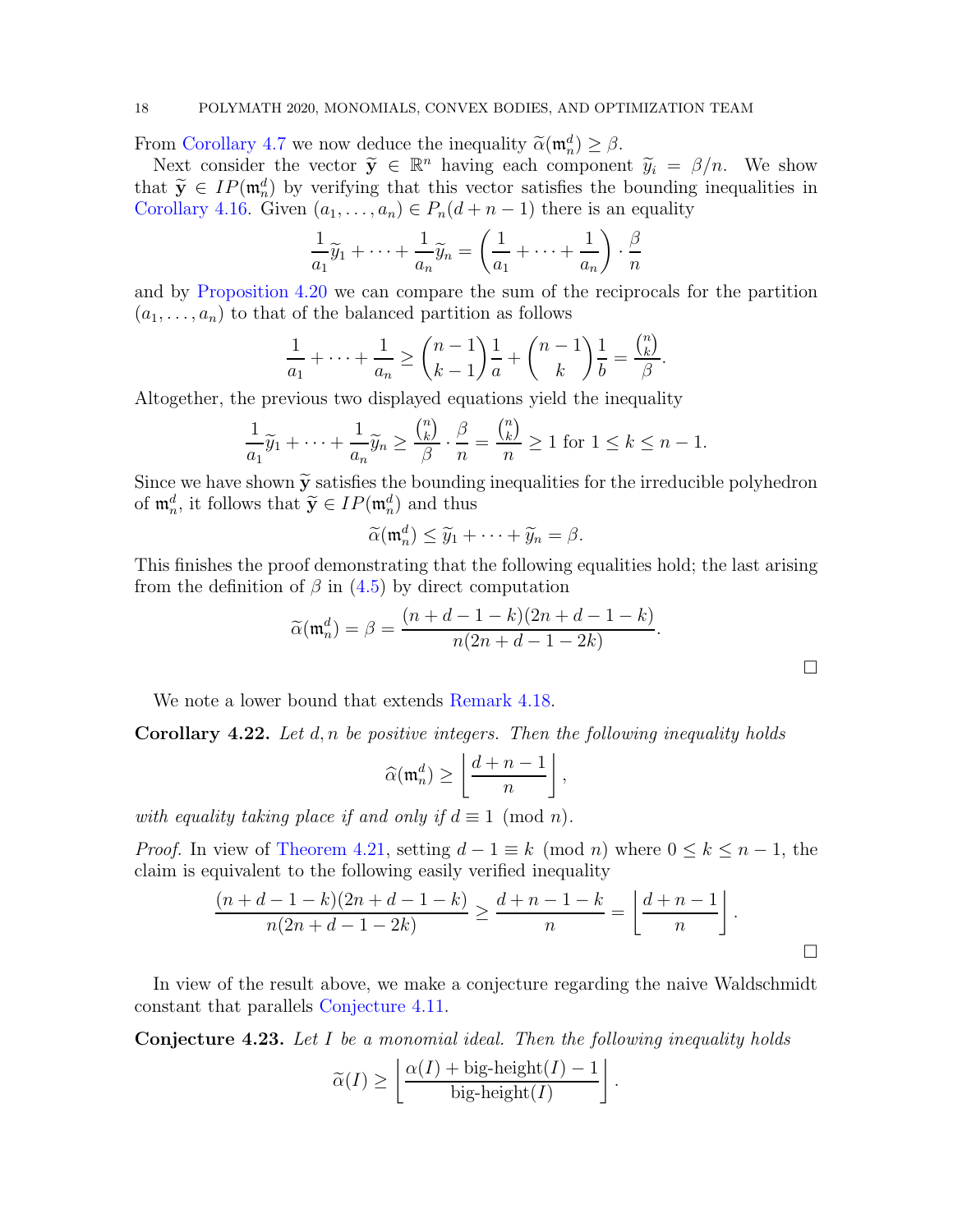From Corollary 4.7 we now deduce the inequality $\widetilde{\alpha}(\mathfrak{m}_n^d) \geq \beta$.

Next consider the vector $\widetilde{\mathbf{y}} \in \mathbb{R}^n$ having each component $\widetilde{y}_i = \beta/n$. We show that $\widetilde{\mathbf{y}} \in IP(\mathfrak{m}_n^d)$ by verifying that this vector satisfies the bounding inequalities in Corollary 4.16. Given $(a_1, \ldots, a_n) \in P_n(d+n-1)$ there is an equality

$$\frac{1}{a_1}\widetilde{y}_1 + \cdots + \frac{1}{a_n}\widetilde{y}_n = \left(\frac{1}{a_1} + \cdots + \frac{1}{a_n}\right) \cdot \frac{\beta}{n}$$

and by Proposition 4.20 we can compare the sum of the reciprocals for the partition $(a_1, \ldots, a_n)$ to that of the balanced partition as follows

$$\frac{1}{a_1} + \cdots + \frac{1}{a_n} \geq \binom{n-1}{k-1}\frac{1}{a} + \binom{n-1}{k}\frac{1}{b} = \frac{\binom{n}{k}}{\beta}.$$

Altogether, the previous two displayed equations yield the inequality

$$\frac{1}{a_1}\widetilde{y}_1 + \cdots + \frac{1}{a_n}\widetilde{y}_n \geq \frac{\binom{n}{k}}{\beta} \cdot \frac{\beta}{n} = \frac{\binom{n}{k}}{n} \geq 1 \text{ for } 1 \leq k \leq n-1.$$

Since we have shown $\widetilde{\mathbf{y}}$ satisfies the bounding inequalities for the irreducible polyhedron of $\mathfrak{m}_n^d$, it follows that $\widetilde{\mathbf{y}} \in IP(\mathfrak{m}_n^d)$ and thus

$$\widetilde{\alpha}(\mathfrak{m}_n^d) \leq \widetilde{y}_1 + \cdots + \widetilde{y}_n = \beta.$$

This finishes the proof demonstrating that the following equalities hold; the last arising from the definition of $\beta$ in (4.5) by direct computation

$$\widetilde{\alpha}(\mathfrak{m}_n^d) = \beta = \frac{(n+d-1-k)(2n+d-1-k)}{n(2n+d-1-2k)}.$$

$\square$

We note a lower bound that extends Remark 4.18.

**Corollary 4.22.** *Let $d, n$ be positive integers. Then the following inequality holds*

$$\widehat{\alpha}(\mathfrak{m}_n^d) \geq \left\lfloor \frac{d+n-1}{n} \right\rfloor,$$

*with equality taking place if and only if $d \equiv 1 \pmod{n}$.*

*Proof.* In view of Theorem 4.21, setting $d-1 \equiv k \pmod{n}$ where $0 \leq k \leq n-1$, the claim is equivalent to the following easily verified inequality

$$\frac{(n+d-1-k)(2n+d-1-k)}{n(2n+d-1-2k)} \geq \frac{d+n-1-k}{n} = \left\lfloor \frac{d+n-1}{n} \right\rfloor.$$

$\square$

In view of the result above, we make a conjecture regarding the naive Waldschmidt constant that parallels Conjecture 4.11.

**Conjecture 4.23.** *Let $I$ be a monomial ideal. Then the following inequality holds*

$$\widetilde{\alpha}(I) \geq \left\lfloor \frac{\alpha(I) + \text{big-height}(I) - 1}{\text{big-height}(I)} \right\rfloor.$$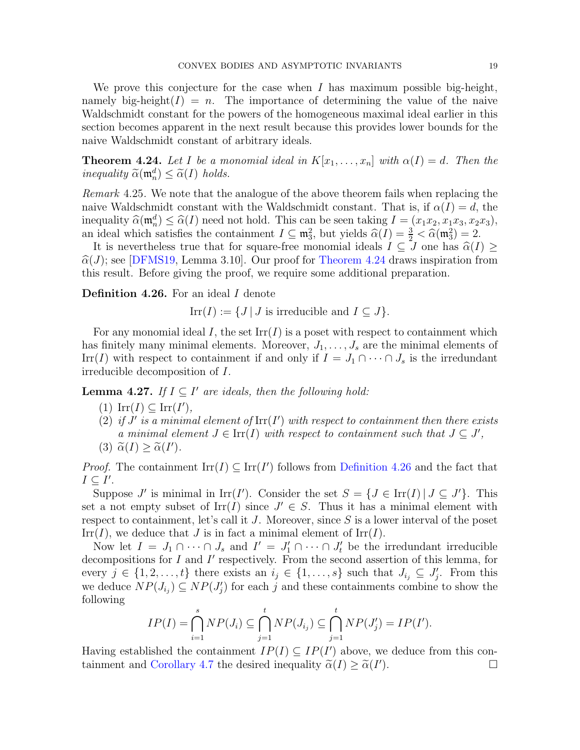We prove this conjecture for the case when $I$ has maximum possible big-height, namely big-height$(I) = n$. The importance of determining the value of the naive Waldschmidt constant for the powers of the homogeneous maximal ideal earlier in this section becomes apparent in the next result because this provides lower bounds for the naive Waldschmidt constant of arbitrary ideals.

**Theorem 4.24.** *Let $I$ be a monomial ideal in $K[x_1, \dots, x_n]$ with $\alpha(I) = d$. Then the inequality $\widetilde{\alpha}(\mathfrak{m}_n^d) \le \widetilde{\alpha}(I)$ holds.*

*Remark* 4.25. We note that the analogue of the above theorem fails when replacing the naive Waldschmidt constant with the Waldschmidt constant. That is, if $\alpha(I) = d$, the inequality $\widehat{\alpha}(\mathfrak{m}_n^d) \le \widehat{\alpha}(I)$ need not hold. This can be seen taking $I = (x_1x_2, x_1x_3, x_2x_3)$, an ideal which satisfies the containment $I \subseteq \mathfrak{m}_3^2$, but yields $\widehat{\alpha}(I) = \frac{3}{2} < \widehat{\alpha}(\mathfrak{m}_3^2) = 2$.

It is nevertheless true that for square-free monomial ideals $I \subseteq J$ one has $\widehat{\alpha}(I) \ge \widehat{\alpha}(J)$; see [DFMS19, Lemma 3.10]. Our proof for Theorem 4.24 draws inspiration from this result. Before giving the proof, we require some additional preparation.

**Definition 4.26.** For an ideal $I$ denote

$$\operatorname{Irr}(I) := \{J \mid J \text{ is irreducible and } I \subseteq J\}.$$

For any monomial ideal $I$, the set $\operatorname{Irr}(I)$ is a poset with respect to containment which has finitely many minimal elements. Moreover, $J_1, \dots, J_s$ are the minimal elements of $\operatorname{Irr}(I)$ with respect to containment if and only if $I = J_1 \cap \dots \cap J_s$ is the irredundant irreducible decomposition of $I$.

**Lemma 4.27.** *If $I \subseteq I'$ are ideals, then the following hold:*

1. $\operatorname{Irr}(I) \subseteq \operatorname{Irr}(I')$,
2. *if $J'$ is a minimal element of $\operatorname{Irr}(I')$ with respect to containment then there exists a minimal element $J \in \operatorname{Irr}(I)$ with respect to containment such that $J \subseteq J'$,*
3. $\widetilde{\alpha}(I) \ge \widetilde{\alpha}(I')$.

*Proof.* The containment $\operatorname{Irr}(I) \subseteq \operatorname{Irr}(I')$ follows from Definition 4.26 and the fact that $I \subseteq I'$.

Suppose $J'$ is minimal in $\operatorname{Irr}(I')$. Consider the set $S = \{J \in \operatorname{Irr}(I) \mid J \subseteq J'\}$. This set a not empty subset of $\operatorname{Irr}(I)$ since $J' \in S$. Thus it has a minimal element with respect to containment, let's call it $J$. Moreover, since $S$ is a lower interval of the poset $\operatorname{Irr}(I)$, we deduce that $J$ is in fact a minimal element of $\operatorname{Irr}(I)$.

Now let $I = J_1 \cap \dots \cap J_s$ and $I' = J'_1 \cap \dots \cap J'_t$ be the irredundant irreducible decompositions for $I$ and $I'$ respectively. From the second assertion of this lemma, for every $j \in \{1, 2, \dots, t\}$ there exists an $i_j \in \{1, \dots, s\}$ such that $J_{i_j} \subseteq J'_j$. From this we deduce $NP(J_{i_j}) \subseteq NP(J'_j)$ for each $j$ and these containments combine to show the following

$$IP(I) = \bigcap_{i=1}^{s} NP(J_i) \subseteq \bigcap_{j=1}^{t} NP(J_{i_j}) \subseteq \bigcap_{j=1}^{t} NP(J'_j) = IP(I').$$

Having established the containment $IP(I) \subseteq IP(I')$ above, we deduce from this containment and Corollary 4.7 the desired inequality $\widetilde{\alpha}(I) \ge \widetilde{\alpha}(I')$. $\square$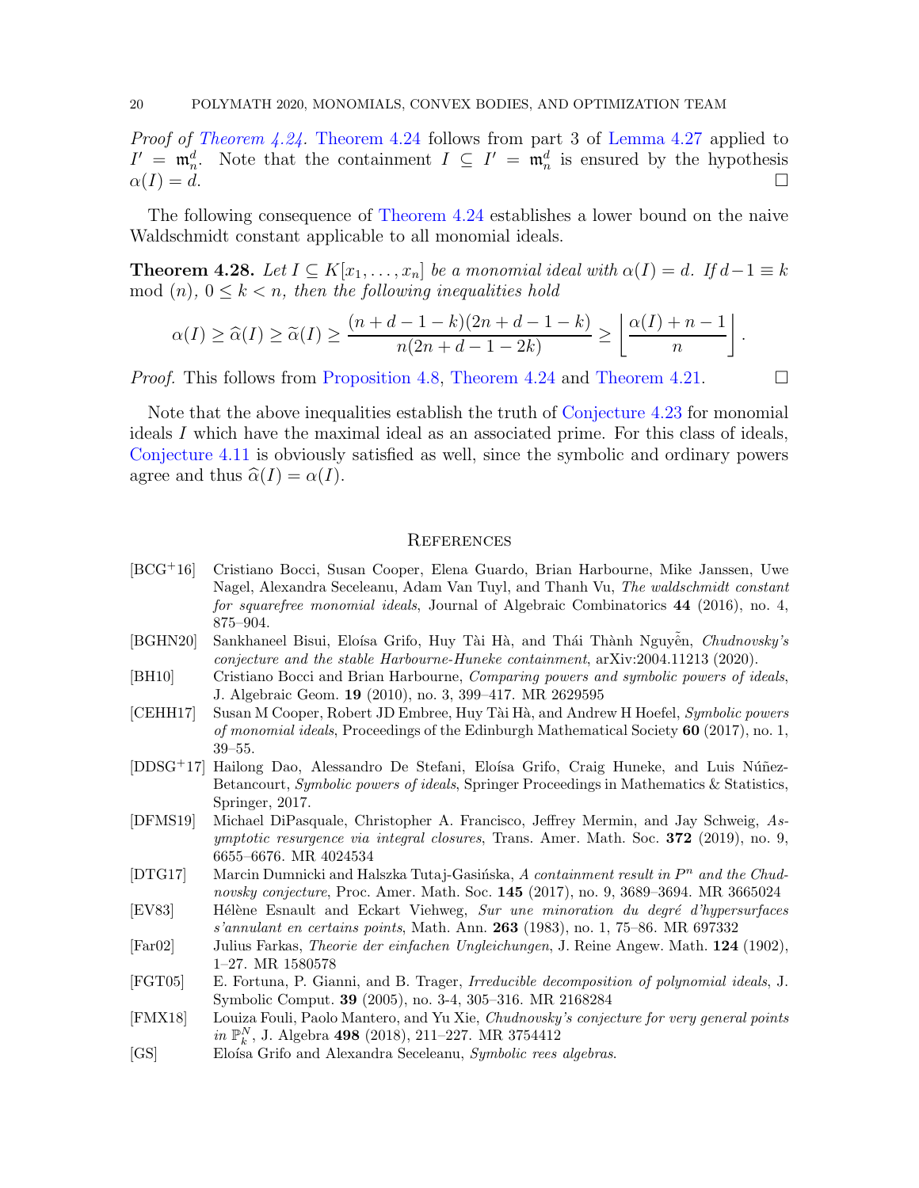*Proof of Theorem 4.24.* Theorem 4.24 follows from part 3 of Lemma 4.27 applied to $I' = \mathfrak{m}_n^d$. Note that the containment $I \subseteq I' = \mathfrak{m}_n^d$ is ensured by the hypothesis $\alpha(I) = d$. □

The following consequence of Theorem 4.24 establishes a lower bound on the naive Waldschmidt constant applicable to all monomial ideals.

**Theorem 4.28.** *Let $I \subseteq K[x_1, \ldots, x_n]$ be a monomial ideal with $\alpha(I) = d$. If $d-1 \equiv k \mod (n)$, $0 \leq k < n$, then the following inequalities hold*

$$\alpha(I) \geq \widehat{\alpha}(I) \geq \widetilde{\alpha}(I) \geq \frac{(n+d-1-k)(2n+d-1-k)}{n(2n+d-1-2k)} \geq \left\lfloor \frac{\alpha(I)+n-1}{n} \right\rfloor.$$

*Proof.* This follows from Proposition 4.8, Theorem 4.24 and Theorem 4.21. □

Note that the above inequalities establish the truth of Conjecture 4.23 for monomial ideals $I$ which have the maximal ideal as an associated prime. For this class of ideals, Conjecture 4.11 is obviously satisfied as well, since the symbolic and ordinary powers agree and thus $\widehat{\alpha}(I) = \alpha(I)$.

## References

[BCG+16] Cristiano Bocci, Susan Cooper, Elena Guardo, Brian Harbourne, Mike Janssen, Uwe Nagel, Alexandra Seceleanu, Adam Van Tuyl, and Thanh Vu, *The waldschmidt constant for squarefree monomial ideals*, Journal of Algebraic Combinatorics **44** (2016), no. 4, 875–904.

[BGHN20] Sankhaneel Bisui, Eloísa Grifo, Huy Tài Hà, and Thái Thành Nguyễn, *Chudnovsky's conjecture and the stable Harbourne-Huneke containment*, arXiv:2004.11213 (2020).

[BH10] Cristiano Bocci and Brian Harbourne, *Comparing powers and symbolic powers of ideals*, J. Algebraic Geom. **19** (2010), no. 3, 399–417. MR 2629595

[CEHH17] Susan M Cooper, Robert JD Embree, Huy Tài Hà, and Andrew H Hoefel, *Symbolic powers of monomial ideals*, Proceedings of the Edinburgh Mathematical Society **60** (2017), no. 1, 39–55.

[DDSG+17] Hailong Dao, Alessandro De Stefani, Eloísa Grifo, Craig Huneke, and Luis Núñez-Betancourt, *Symbolic powers of ideals*, Springer Proceedings in Mathematics & Statistics, Springer, 2017.

[DFMS19] Michael DiPasquale, Christopher A. Francisco, Jeffrey Mermin, and Jay Schweig, *Asymptotic resurgence via integral closures*, Trans. Amer. Math. Soc. **372** (2019), no. 9, 6655–6676. MR 4024534

[DTG17] Marcin Dumnicki and Halszka Tutaj-Gasińska, *A containment result in $P^n$ and the Chudnovsky conjecture*, Proc. Amer. Math. Soc. **145** (2017), no. 9, 3689–3694. MR 3665024

[EV83] Hélène Esnault and Eckart Viehweg, *Sur une minoration du degré d'hypersurfaces s'annulant en certains points*, Math. Ann. **263** (1983), no. 1, 75–86. MR 697332

[Far02] Julius Farkas, *Theorie der einfachen Ungleichungen*, J. Reine Angew. Math. **124** (1902), 1–27. MR 1580578

[FGT05] E. Fortuna, P. Gianni, and B. Trager, *Irreducible decomposition of polynomial ideals*, J. Symbolic Comput. **39** (2005), no. 3-4, 305–316. MR 2168284

[FMX18] Louiza Fouli, Paolo Mantero, and Yu Xie, *Chudnovsky's conjecture for very general points in $\mathbb{P}_k^N$*, J. Algebra **498** (2018), 211–227. MR 3754412

[GS] Eloísa Grifo and Alexandra Seceleanu, *Symbolic rees algebras*.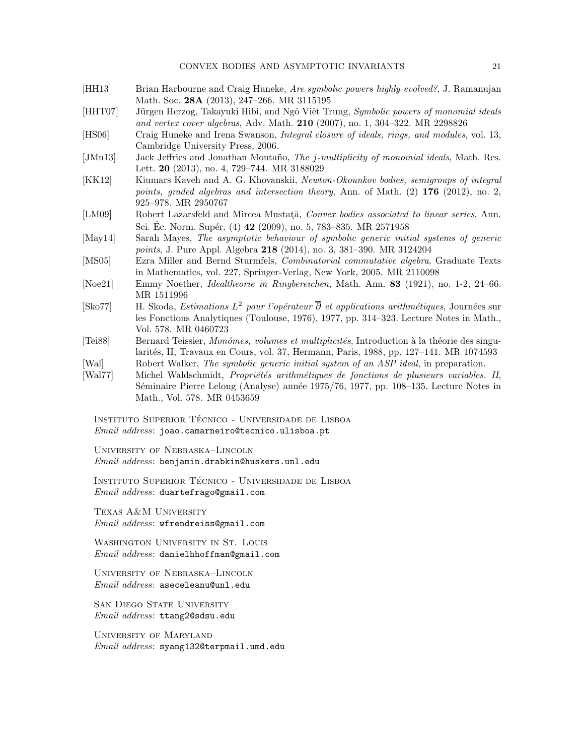[HH13] Brian Harbourne and Craig Huneke, *Are symbolic powers highly evolved?*, J. Ramanujan Math. Soc. **28A** (2013), 247–266. MR 3115195

[HHT07] Jürgen Herzog, Takayuki Hibi, and Ngô Viêt Trung, *Symbolic powers of monomial ideals and vertex cover algebras*, Adv. Math. **210** (2007), no. 1, 304–322. MR 2298826

[HS06] Craig Huneke and Irena Swanson, *Integral closure of ideals, rings, and modules*, vol. 13, Cambridge University Press, 2006.

[JMn13] Jack Jeffries and Jonathan Montaño, *The $j$-multiplicity of monomial ideals*, Math. Res. Lett. **20** (2013), no. 4, 729–744. MR 3188029

[KK12] Kiumars Kaveh and A. G. Khovanskii, *Newton-Okounkov bodies, semigroups of integral points, graded algebras and intersection theory*, Ann. of Math. (2) **176** (2012), no. 2, 925–978. MR 2950767

[LM09] Robert Lazarsfeld and Mircea Mustaţă, *Convex bodies associated to linear series*, Ann. Sci. Éc. Norm. Supér. (4) **42** (2009), no. 5, 783–835. MR 2571958

[May14] Sarah Mayes, *The asymptotic behaviour of symbolic generic initial systems of generic points*, J. Pure Appl. Algebra **218** (2014), no. 3, 381–390. MR 3124204

[MS05] Ezra Miller and Bernd Sturmfels, *Combinatorial commutative algebra*, Graduate Texts in Mathematics, vol. 227, Springer-Verlag, New York, 2005. MR 2110098

[Noe21] Emmy Noether, *Idealtheorie in Ringbereichen*, Math. Ann. **83** (1921), no. 1-2, 24–66. MR 1511996

[Sko77] H. Skoda, *Estimations $L^2$ pour l'opérateur $\overline{\partial}$ et applications arithmétiques*, Journées sur les Fonctions Analytiques (Toulouse, 1976), 1977, pp. 314–323. Lecture Notes in Math., Vol. 578. MR 0460723

[Tei88] Bernard Teissier, *Monômes, volumes et multiplicités*, Introduction à la théorie des singularités, II, Travaux en Cours, vol. 37, Hermann, Paris, 1988, pp. 127–141. MR 1074593

[Wal] Robert Walker, *The symbolic generic initial system of an ASP ideal*, in preparation.

[Wal77] Michel Waldschmidt, *Propriétés arithmétiques de fonctions de plusieurs variables. II*, Séminaire Pierre Lelong (Analyse) année 1975/76, 1977, pp. 108–135. Lecture Notes in Math., Vol. 578. MR 0453659

Instituto Superior Técnico - Universidade de Lisboa
*Email address*: joao.camarneiro@tecnico.ulisboa.pt

University of Nebraska–Lincoln
*Email address*: benjamin.drabkin@huskers.unl.edu

Instituto Superior Técnico - Universidade de Lisboa
*Email address*: duartefrago@gmail.com

Texas A&M University
*Email address*: wfrendreiss@gmail.com

Washington University in St. Louis
*Email address*: danielhhoffman@gmail.com

University of Nebraska–Lincoln
*Email address*: aseceleanu@unl.edu

San Diego State University
*Email address*: ttang2@sdsu.edu

University of Maryland
*Email address*: syang132@terpmail.umd.edu